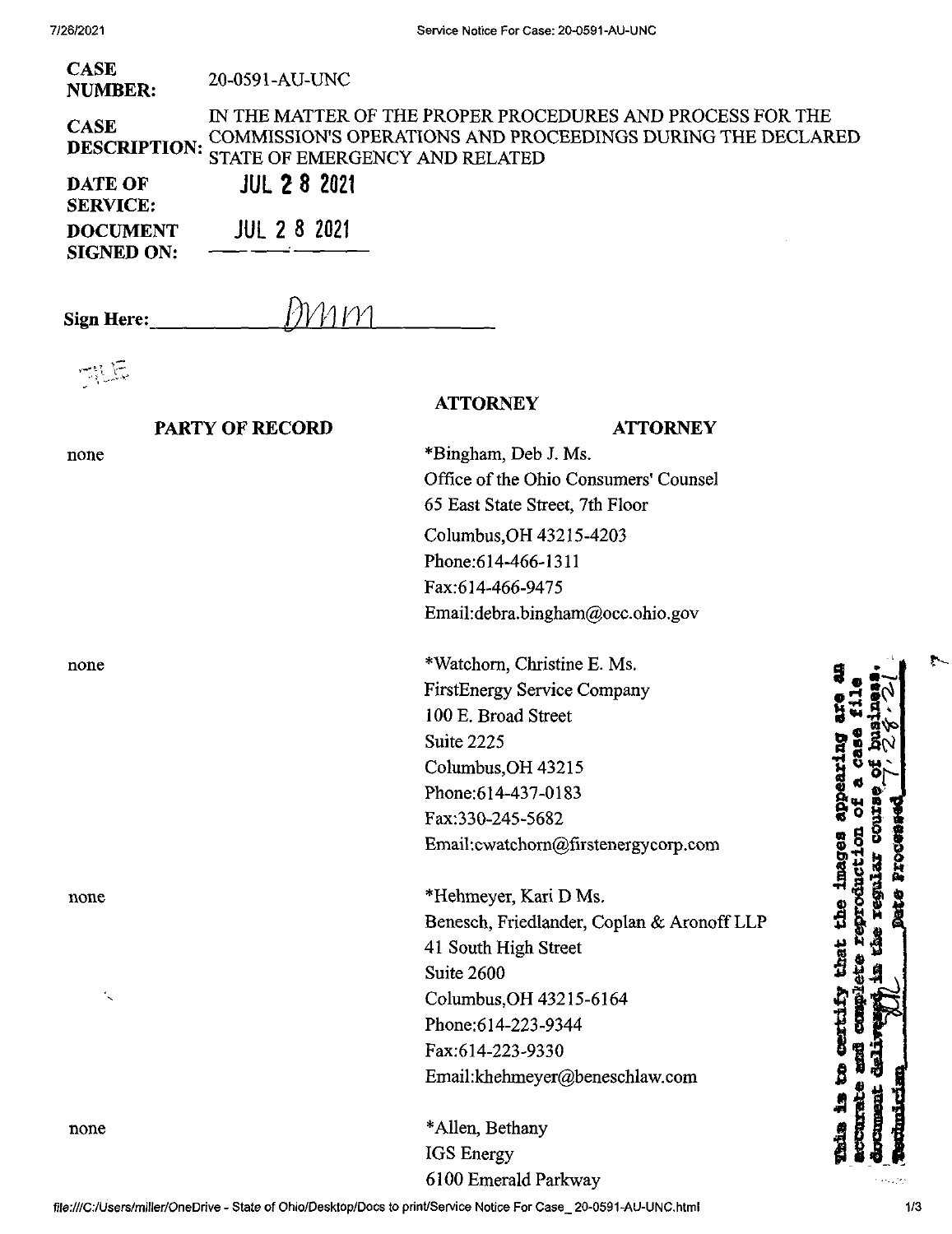| | |
|---|---|
| **CASE NUMBER:** | 20-0591-AU-UNC |
| **CASE DESCRIPTION:** | IN THE MATTER OF THE PROPER PROCEDURES AND PROCESS FOR THE COMMISSION'S OPERATIONS AND PROCEEDINGS DURING THE DECLARED STATE OF EMERGENCY AND RELATED |
| **DATE OF SERVICE:** | JUL 28 2021 |
| **DOCUMENT SIGNED ON:** | JUL 28 2021 |

**Sign Here:** DMM

FILE

| PARTY OF RECORD | ATTORNEY |
|---|---|
| none | *Bingham, Deb J. Ms.<br>Office of the Ohio Consumers' Counsel<br>65 East State Street, 7th Floor<br>Columbus,OH 43215-4203<br>Phone:614-466-1311<br>Fax:614-466-9475<br>Email:debra.bingham@occ.ohio.gov |
| none | *Watchorn, Christine E. Ms.<br>FirstEnergy Service Company<br>100 E. Broad Street<br>Suite 2225<br>Columbus,OH 43215<br>Phone:614-437-0183<br>Fax:330-245-5682<br>Email:cwatchorn@firstenergycorp.com |
| none | *Hehmeyer, Kari D Ms.<br>Benesch, Friedlander, Coplan & Aronoff LLP<br>41 South High Street<br>Suite 2600<br>Columbus,OH 43215-6164<br>Phone:614-223-9344<br>Fax:614-223-9330<br>Email:khehmeyer@beneschlaw.com |
| none | *Allen, Bethany<br>IGS Energy<br>6100 Emerald Parkway |

This is to certify that the images appearing are an accurate and complete reproduction of a case file document delivered in the regular course of business. Technician ___ Date Processed 7.28.21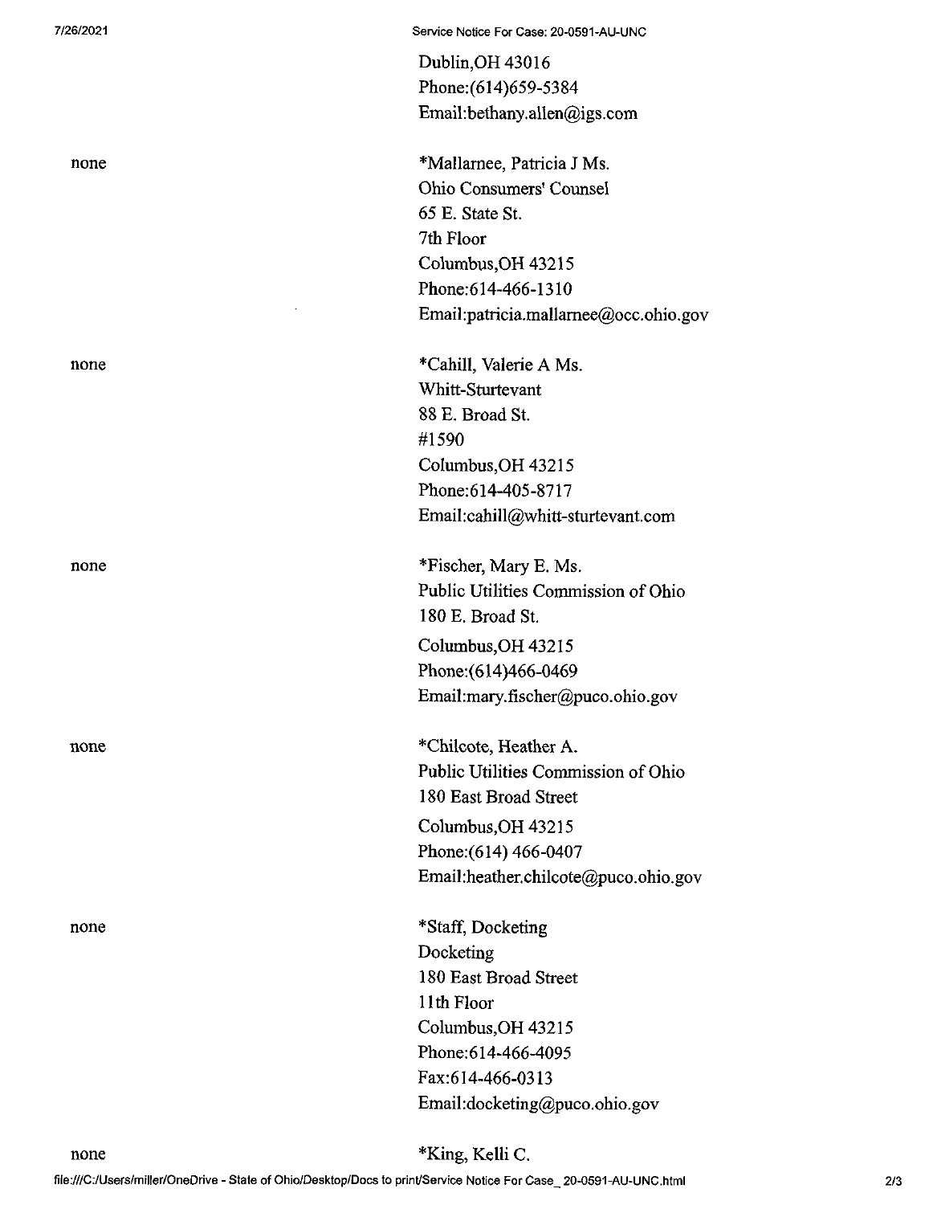Dublin,OH 43016
Phone:(614)659-5384
Email:bethany.allen@igs.com

| | |
|---|---|
| none | *Mallarnee, Patricia J Ms.<br>Ohio Consumers' Counsel<br>65 E. State St.<br>7th Floor<br>Columbus,OH 43215<br>Phone:614-466-1310<br>Email:patricia.mallarnee@occ.ohio.gov |
| none | *Cahill, Valerie A Ms.<br>Whitt-Sturtevant<br>88 E. Broad St.<br>#1590<br>Columbus,OH 43215<br>Phone:614-405-8717<br>Email:cahill@whitt-sturtevant.com |
| none | *Fischer, Mary E. Ms.<br>Public Utilities Commission of Ohio<br>180 E. Broad St.<br>Columbus,OH 43215<br>Phone:(614)466-0469<br>Email:mary.fischer@puco.ohio.gov |
| none | *Chilcote, Heather A.<br>Public Utilities Commission of Ohio<br>180 East Broad Street<br>Columbus,OH 43215<br>Phone:(614) 466-0407<br>Email:heather.chilcote@puco.ohio.gov |
| none | *Staff, Docketing<br>Docketing<br>180 East Broad Street<br>11th Floor<br>Columbus,OH 43215<br>Phone:614-466-4095<br>Fax:614-466-0313<br>Email:docketing@puco.ohio.gov |
| none | *King, Kelli C. |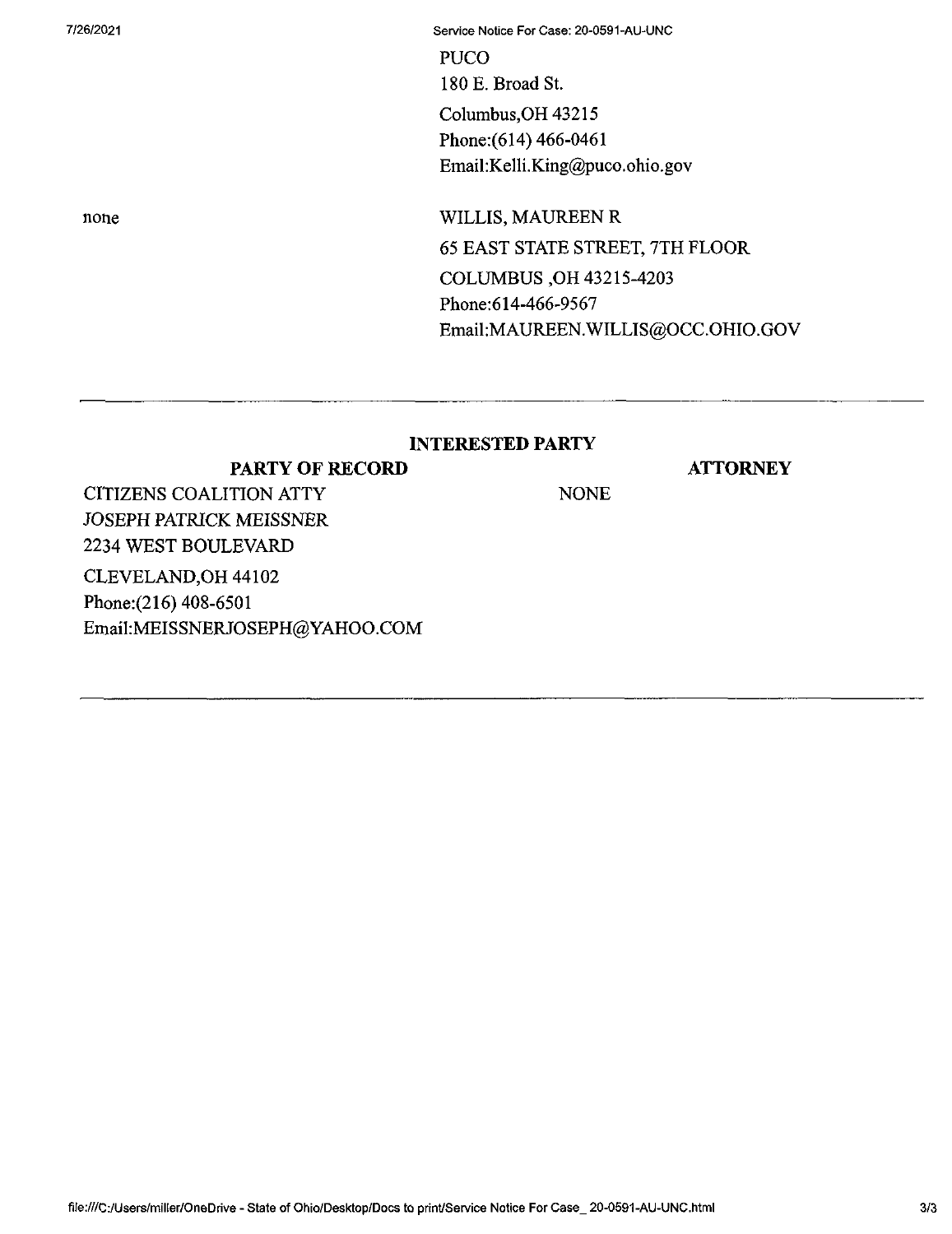| | |
|---|---|
| | PUCO<br>180 E. Broad St.<br>Columbus,OH 43215<br>Phone:(614) 466-0461<br>Email:Kelli.King@puco.ohio.gov |
| none | WILLIS, MAUREEN R<br>65 EAST STATE STREET, 7TH FLOOR<br>COLUMBUS ,OH 43215-4203<br>Phone:614-466-9567<br>Email:MAUREEN.WILLIS@OCC.OHIO.GOV |

---

## INTERESTED PARTY

| PARTY OF RECORD | ATTORNEY |
|---|---|
| CITIZENS COALITION ATTY<br>JOSEPH PATRICK MEISSNER<br>2234 WEST BOULEVARD<br>CLEVELAND,OH 44102<br>Phone:(216) 408-6501<br>Email:MEISSNERJOSEPH@YAHOO.COM | NONE |

---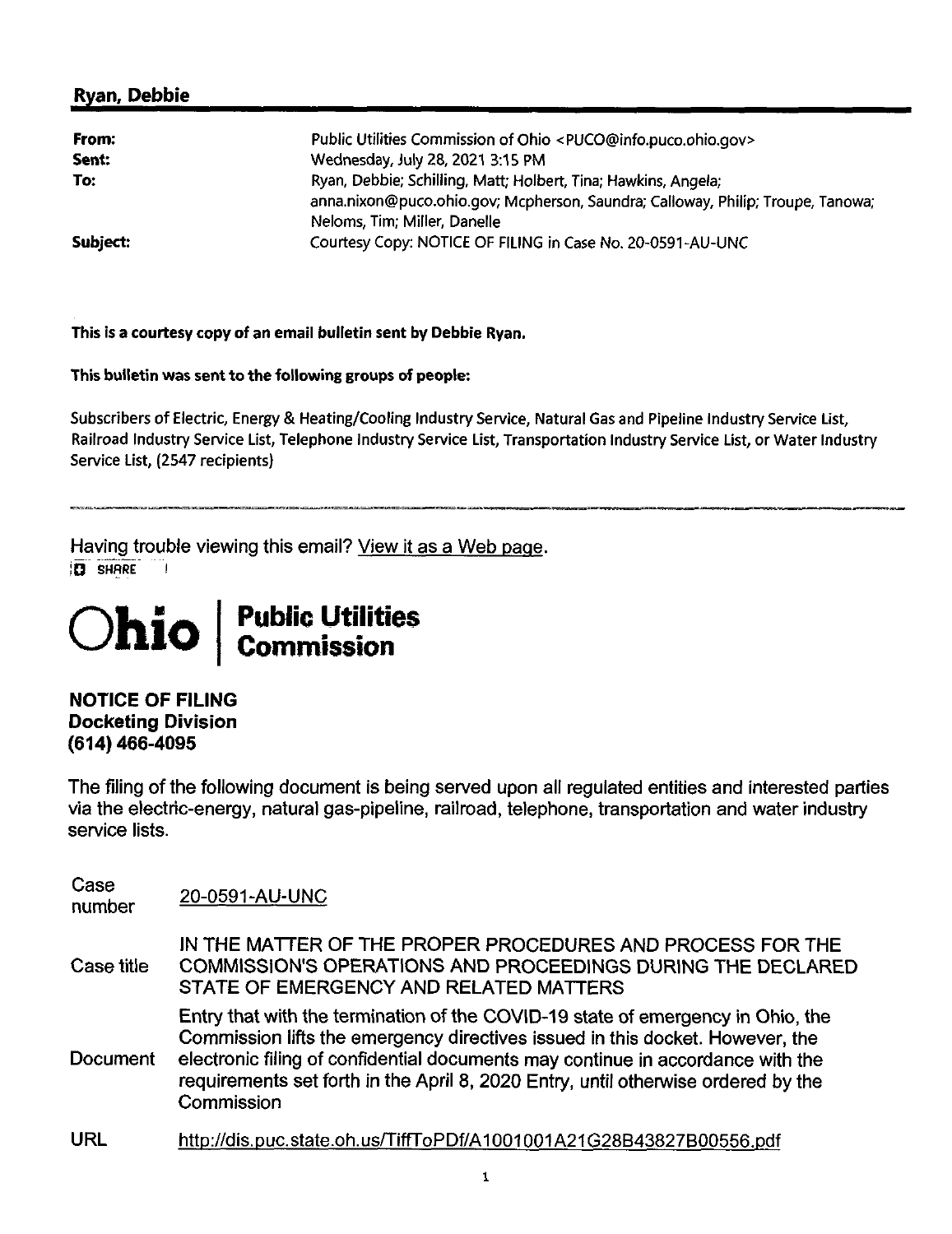## Ryan, Debbie

| | |
|---|---|
| **From:** | Public Utilities Commission of Ohio <PUCO@info.puco.ohio.gov> |
| **Sent:** | Wednesday, July 28, 2021 3:15 PM |
| **To:** | Ryan, Debbie; Schilling, Matt; Holbert, Tina; Hawkins, Angela; anna.nixon@puco.ohio.gov; Mcpherson, Saundra; Calloway, Philip; Troupe, Tanowa; Neloms, Tim; Miller, Danelle |
| **Subject:** | Courtesy Copy: NOTICE OF FILING in Case No. 20-0591-AU-UNC |

**This is a courtesy copy of an email bulletin sent by Debbie Ryan.**

**This bulletin was sent to the following groups of people:**

Subscribers of Electric, Energy & Heating/Cooling Industry Service, Natural Gas and Pipeline Industry Service List, Railroad Industry Service List, Telephone Industry Service List, Transportation Industry Service List, or Water Industry Service List, (2547 recipients)

---

Having trouble viewing this email? View it as a Web page.

SHARE

# Ohio | Public Utilities Commission

**NOTICE OF FILING**
**Docketing Division**
**(614) 466-4095**

The filing of the following document is being served upon all regulated entities and interested parties via the electric-energy, natural gas-pipeline, railroad, telephone, transportation and water industry service lists.

| | |
|---|---|
| Case number | 20-0591-AU-UNC |
| Case title | IN THE MATTER OF THE PROPER PROCEDURES AND PROCESS FOR THE COMMISSION'S OPERATIONS AND PROCEEDINGS DURING THE DECLARED STATE OF EMERGENCY AND RELATED MATTERS |
| Document | Entry that with the termination of the COVID-19 state of emergency in Ohio, the Commission lifts the emergency directives issued in this docket. However, the electronic filing of confidential documents may continue in accordance with the requirements set forth in the April 8, 2020 Entry, until otherwise ordered by the Commission |
| URL | http://dis.puc.state.oh.us/TiffToPDf/A1001001A21G28B43827B00556.pdf |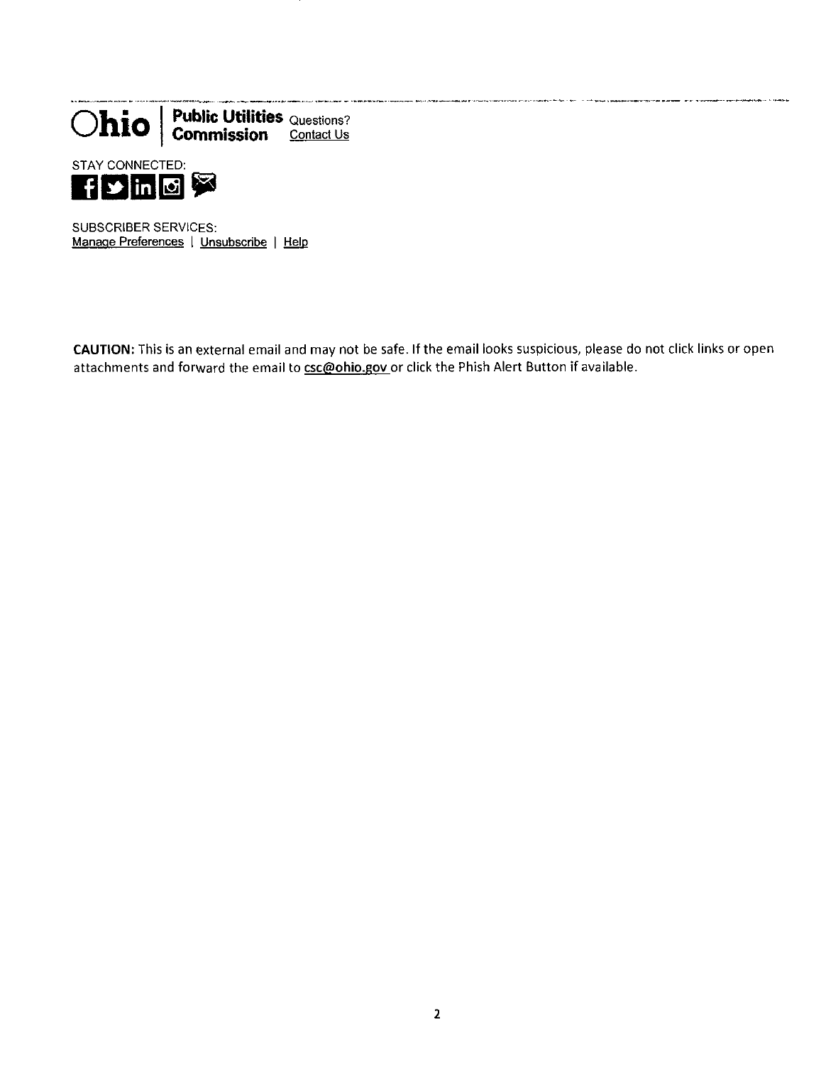**Ohio | Public Utilities Commission** Questions? Contact Us

STAY CONNECTED:

SUBSCRIBER SERVICES:
Manage Preferences | Unsubscribe | Help

**CAUTION:** This is an external email and may not be safe. If the email looks suspicious, please do not click links or open attachments and forward the email to **csc@ohio.gov** or click the Phish Alert Button if available.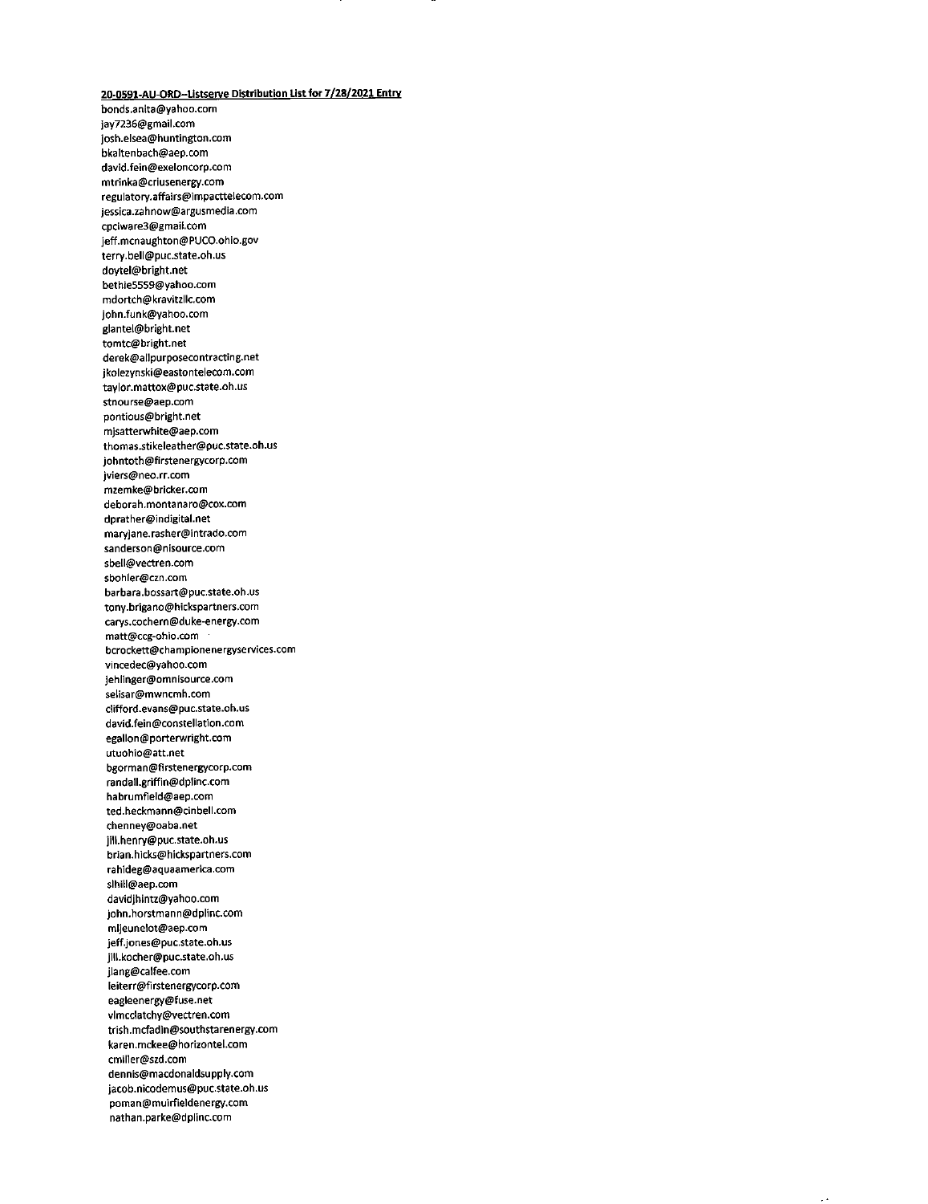**20-0591-AU-ORD--Listserve Distribution List for 7/28/2021 Entry**

bonds.anita@yahoo.com
jay7236@gmail.com
josh.elsea@huntington.com
bkaltenbach@aep.com
david.fein@exeloncorp.com
mtrinka@criusenergy.com
regulatory.affairs@impacttelecom.com
jessica.zahnow@argusmedia.com
cpclware3@gmail.com
jeff.mcnaughton@PUCO.ohio.gov
terry.bell@puc.state.oh.us
doytel@bright.net
bethie5559@yahoo.com
mdortch@kravitzllc.com
john.funk@yahoo.com
glantel@bright.net
tomtc@bright.net
derek@allpurposecontracting.net
jkolezynski@eastontelecom.com
taylor.mattox@puc.state.oh.us
stnourse@aep.com
pontious@bright.net
mjsatterwhite@aep.com
thomas.stikeleather@puc.state.oh.us
johntoth@firstenergycorp.com
jviers@neo.rr.com
mzemke@bricker.com
deborah.montanaro@cox.com
dprather@indigital.net
maryjane.rasher@intrado.com
sanderson@nisource.com
sbell@vectren.com
sbohler@czn.com
barbara.bossart@puc.state.oh.us
tony.brigano@hickspartners.com
carys.cochern@duke-energy.com
matt@ccg-ohio.com
bcrockett@championenergyservices.com
vincedec@yahoo.com
jehlinger@omnisource.com
selisar@mwncmh.com
clifford.evans@puc.state.oh.us
david.fein@constellation.com
egallon@porterwright.com
utuohio@att.net
bgorman@firstenergycorp.com
randall.griffin@dplinc.com
habrumfield@aep.com
ted.heckmann@cinbell.com
chenney@oaba.net
jill.henry@puc.state.oh.us
brian.hicks@hickspartners.com
rahideg@aquaamerica.com
slhill@aep.com
davidjhintz@yahoo.com
john.horstmann@dplinc.com
mljeunelot@aep.com
jeff.jones@puc.state.oh.us
jill.kocher@puc.state.oh.us
jlang@calfee.com
leiterr@firstenergycorp.com
eagleenergy@fuse.net
vlmcclatchy@vectren.com
trish.mcfadin@southstarenergy.com
karen.mckee@horizontel.com
cmiller@szd.com
dennis@macdonaldsupply.com
jacob.nicodemus@puc.state.oh.us
poman@muirfieldenergy.com
nathan.parke@dplinc.com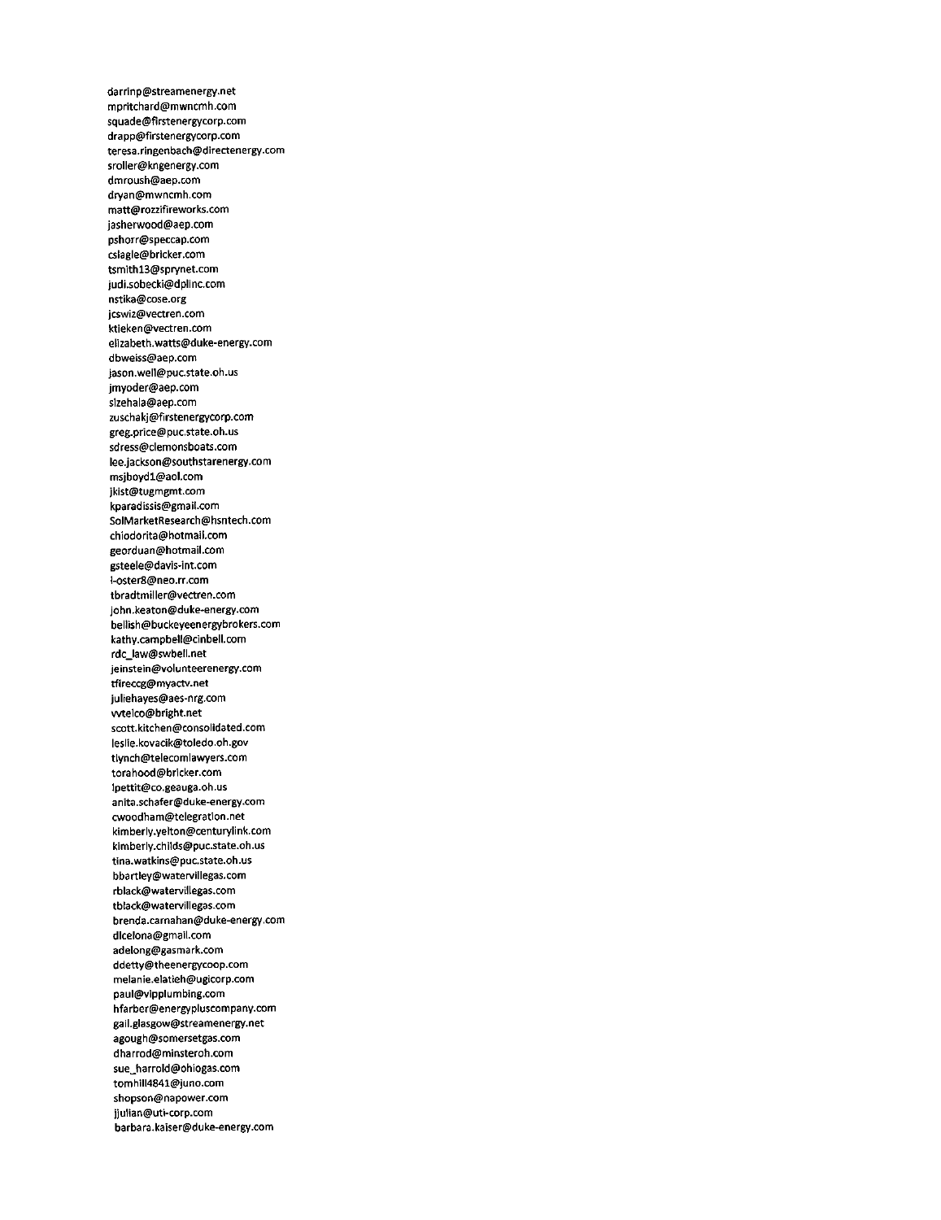darrinp@streamenergy.net
mpritchard@mwncmh.com
squade@firstenergycorp.com
drapp@firstenergycorp.com
teresa.ringenbach@directenergy.com
sroller@kngenergy.com
dmroush@aep.com
dryan@mwncmh.com
matt@rozzifireworks.com
jasherwood@aep.com
pshorr@speccap.com
cslagle@bricker.com
tsmith13@sprynet.com
judi.sobecki@dplinc.com
nstika@cose.org
jcswiz@vectren.com
ktieken@vectren.com
elizabeth.watts@duke-energy.com
dbweiss@aep.com
jason.well@puc.state.oh.us
jmyoder@aep.com
slzehala@aep.com
zuschakj@firstenergycorp.com
greg.price@puc.state.oh.us
sdress@clemonsboats.com
lee.jackson@southstarenergy.com
msjboyd1@aol.com
jkist@tugmgmt.com
kparadissis@gmail.com
SolMarketResearch@hsntech.com
chiodorita@hotmail.com
georduan@hotmail.com
gsteele@davis-int.com
i-oster8@neo.rr.com
tbradtmiller@vectren.com
john.keaton@duke-energy.com
bellish@buckeyeenergybrokers.com
kathy.campbell@cinbell.com
rdc_law@swbell.net
jeinstein@volunteerenergy.com
tfireccg@myactv.net
juliehayes@aes-nrg.com
vvtelco@bright.net
scott.kitchen@consolidated.com
leslie.kovacik@toledo.oh.gov
tlynch@telecomlawyers.com
torahood@bricker.com
lpettit@co.geauga.oh.us
anita.schafer@duke-energy.com
cwoodham@telegration.net
kimberly.yelton@centurylink.com
kimberly.childs@puc.state.oh.us
tina.watkins@puc.state.oh.us
bbartley@watervillegas.com
rblack@watervillegas.com
tblack@watervillegas.com
brenda.carnahan@duke-energy.com
dlcelona@gmail.com
adelong@gasmark.com
ddetty@theenergycoop.com
melanie.elatieh@ugicorp.com
paul@vipplumbing.com
hfarber@energypluscompany.com
gail.glasgow@streamenergy.net
agough@somersetgas.com
dharrod@minsteroh.com
sue_harrold@ohiogas.com
tomhill4841@juno.com
shopson@napower.com
jjulian@uti-corp.com
barbara.kaiser@duke-energy.com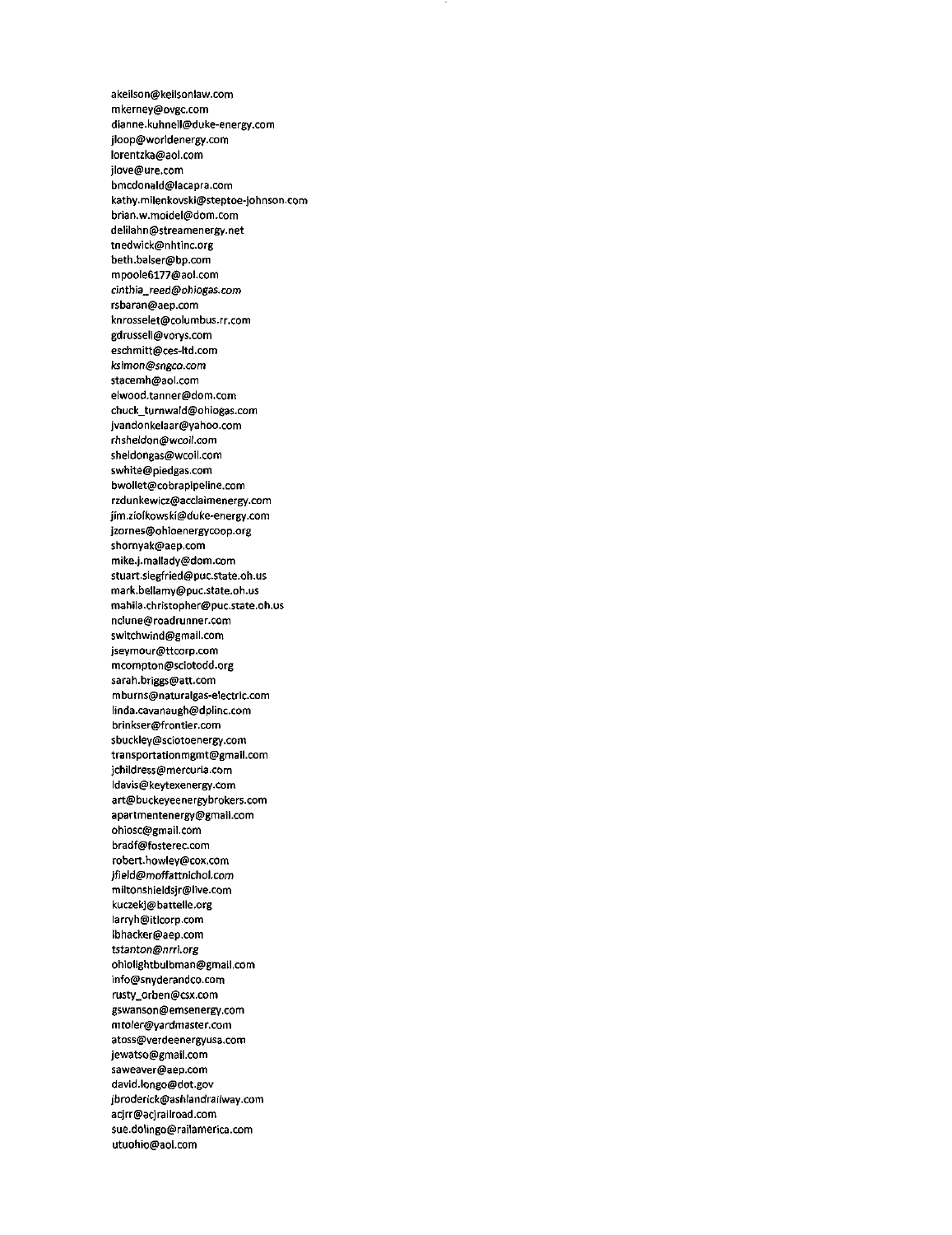akeilson@keilsonlaw.com
mkerney@ovgc.com
dianne.kuhnell@duke-energy.com
jloop@worldenergy.com
lorentzka@aol.com
jlove@ure.com
bmcdonald@lacapra.com
kathy.milenkovski@steptoe-johnson.com
brian.w.moidel@dom.com
delilahn@streamenergy.net
tnedwick@nhtinc.org
beth.balser@bp.com
mpoole6177@aol.com
*cinthia_reed@ohiogas.com*
rsbaran@aep.com
knrosselet@columbus.rr.com
gdrussell@vorys.com
eschmitt@ces-ltd.com
*ksimon@sngco.com*
stacemh@aol.com
elwood.tanner@dom.com
chuck_turnwald@ohiogas.com
jvandonkelaar@yahoo.com
rhsheldon@wcoil.com
sheldongas@wcoil.com
swhite@piedgas.com
bwollet@cobrapipeline.com
rzdunkewicz@acclaimenergy.com
jim.ziolkowski@duke-energy.com
jzornes@ohioenergycoop.org
shornyak@aep.com
mike.j.mallady@dom.com
stuart.siegfried@puc.state.oh.us
mark.bellamy@puc.state.oh.us
mahila.christopher@puc.state.oh.us
nclune@roadrunner.com
switchwind@gmail.com
jseymour@ttcorp.com
mcompton@sciotodd.org
sarah.briggs@att.com
mburns@naturalgas-electric.com
linda.cavanaugh@dplinc.com
brinkser@frontier.com
sbuckley@sciotoenergy.com
transportationmgmt@gmail.com
jchildress@mercuria.com
ldavis@keytexenergy.com
art@buckeyeenergybrokers.com
apartmentenergy@gmail.com
ohiosc@gmail.com
bradf@fosterec.com
robert.howley@cox.com
*jfield@moffattnichol.com*
miltonshieldsjr@live.com
kuczekj@battelle.org
larryh@itlcorp.com
lbhacker@aep.com
*tstanton@nrri.org*
ohiolightbulbman@gmail.com
info@snyderandco.com
rusty_orben@csx.com
gswanson@emsenergy.com
mtoler@yardmaster.com
atoss@verdeenergyusa.com
jewatso@gmail.com
saweaver@aep.com
david.longo@dot.gov
jbroderick@ashlandrailway.com
acjrr@acjrailroad.com
sue.dolingo@railamerica.com
utuohio@aol.com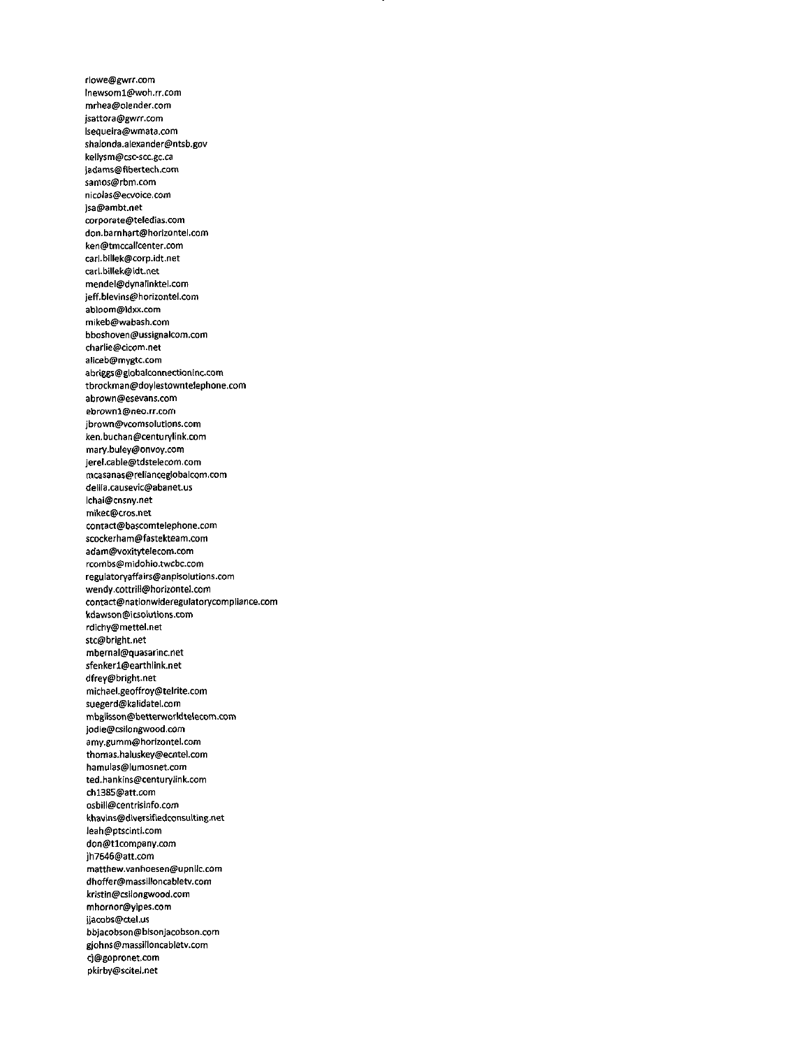rlowe@gwrr.com
lnewsom1@woh.rr.com
mrhea@olender.com
jsattora@gwrr.com
lsequeira@wmata.com
shalonda.alexander@ntsb.gov
kellysm@csc-scc.gc.ca
jadams@fibertech.com
samos@rbm.com
nicolas@ecvoice.com
jsa@ambt.net
corporate@teledias.com
don.barnhart@horizontel.com
ken@tmccallcenter.com
carl.billek@corp.idt.net
carl.billek@idt.net
mendel@dynalinktel.com
jeff.blevins@horizontel.com
abloom@idxx.com
mikeb@wabash.com
bboshoven@ussignalcom.com
charlie@cicom.net
aliceb@mygtc.com
abriggs@globalconnectioninc.com
tbrockman@doylestowntelephone.com
abrown@esevans.com
ebrown1@neo.rr.com
jbrown@vcomsolutions.com
ken.buchan@centurylink.com
mary.buley@onvoy.com
jerel.cable@tdstelecom.com
mcasanas@relianceglobalcom.com
delila.causevic@abanet.us
lchai@cnsny.net
mikec@cros.net
contact@bascomtelephone.com
scockerham@fastekteam.com
adam@voxitytelecom.com
rcombs@midohio.twcbc.com
regulatoryaffairs@anpisolutions.com
wendy.cottrill@horizontel.com
contact@nationwideregulatorycompliance.com
kdawson@icsolutions.com
rdichy@mettel.net
stc@bright.net
mbernal@quasarinc.net
sfenker1@earthlink.net
dfrey@bright.net
michael.geoffroy@telrite.com
suegerd@kalidatel.com
mbglisson@betterworldtelecom.com
jodie@csilongwood.com
amy.gumm@horizontel.com
thomas.haluskey@ecntel.com
hamulas@lumosnet.com
ted.hankins@centurylink.com
ch1385@att.com
osbill@centrisinfo.com
khavins@diversifiedconsulting.net
leah@ptscinti.com
don@t1company.com
jh7646@att.com
matthew.vanhoesen@upnllc.com
dhoffer@massilloncabletv.com
kristin@csilongwood.com
mhornor@yipes.com
jjacobs@ctel.us
bbjacobson@bisonjacobson.com
gjohns@massilloncabletv.com
cj@gopronet.com
pkirby@scitel.net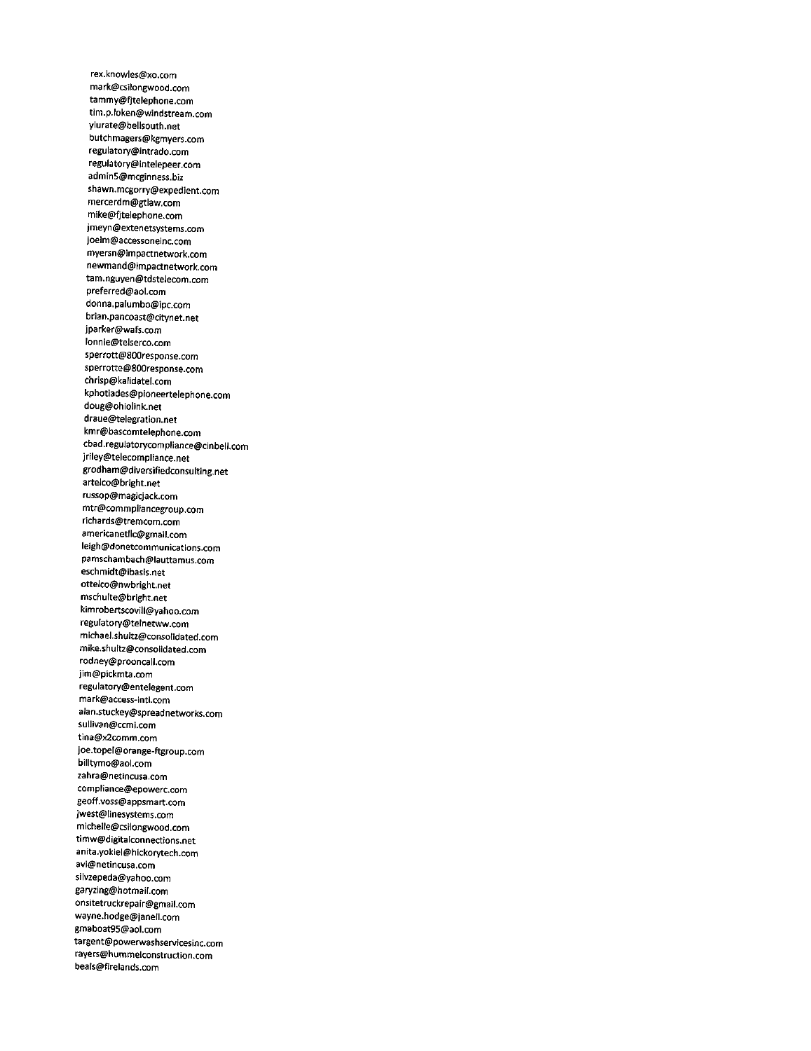rex.knowles@xo.com
mark@csilongwood.com
tammy@fjtelephone.com
tim.p.loken@windstream.com
ylurate@bellsouth.net
butchmagers@kgmyers.com
regulatory@intrado.com
regulatory@intelepeer.com
admin5@mcginness.biz
shawn.mcgorry@expedient.com
mercerdm@gtlaw.com
mike@fjtelephone.com
jmeyn@extenetsystems.com
joelm@accessoneinc.com
myersn@impactnetwork.com
newmand@impactnetwork.com
tam.nguyen@tdstelecom.com
preferred@aol.com
donna.palumbo@ipc.com
brian.pancoast@citynet.net
jparker@wafs.com
lonnie@telserco.com
sperrott@800response.com
sperrotte@800response.com
chrisp@kalidatel.com
kphotiades@pioneertelephone.com
doug@ohiolink.net
draue@telegration.net
kmr@bascomtelephone.com
cbad.regulatorycompliance@cinbell.com
jriley@telecompliance.net
grodham@diversifiedconsulting.net
artelco@bright.net
russop@magicjack.com
mtr@commpliancegroup.com
richards@tremcom.com
americanetllc@gmail.com
leigh@donetcommunications.com
pamschambach@lauttamus.com
eschmidt@ibasis.net
ottelco@nwbright.net
mschulte@bright.net
kimrobertscovill@yahoo.com
regulatory@telnetww.com
michael.shultz@consolidated.com
mike.shultz@consolidated.com
rodney@prooncall.com
jim@pickmta.com
regulatory@entelegent.com
mark@access-intl.com
alan.stuckey@spreadnetworks.com
sullivan@ccmi.com
tina@x2comm.com
joe.topel@orange-ftgroup.com
billtymo@aol.com
zahra@netincusa.com
compliance@epowerc.com
geoff.voss@appsmart.com
jwest@linesystems.com
michelle@csilongwood.com
timw@digitalconnections.net
anita.yokiel@hickorytech.com
avi@netincusa.com
silvzepeda@yahoo.com
garyzing@hotmail.com
onsitetruckrepair@gmail.com
wayne.hodge@janell.com
gmaboat95@aol.com
targent@powerwashservicesinc.com
rayers@hummelconstruction.com
beals@firelands.com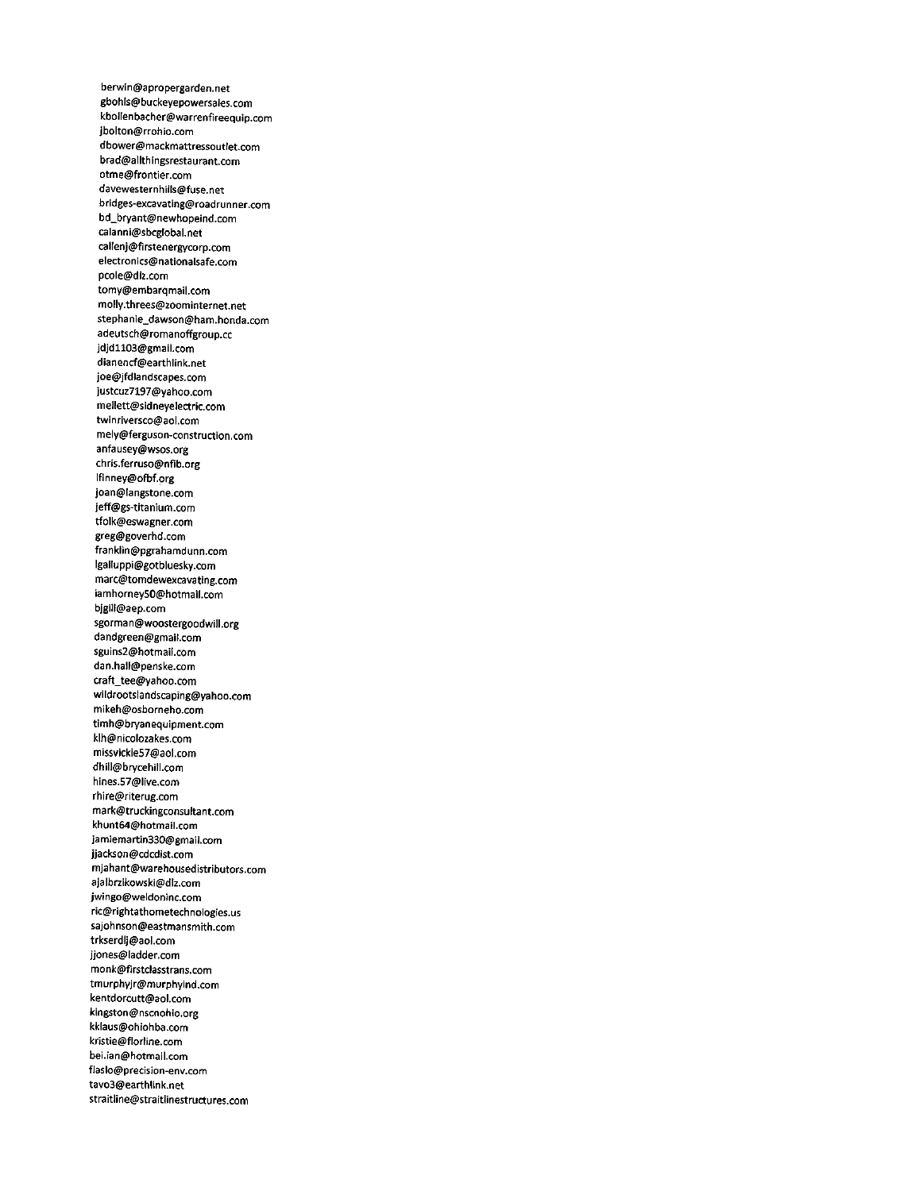berwin@apropergarden.net
gbohls@buckeyepowersales.com
kbollenbacher@warrenfireequip.com
jbolton@rrohio.com
dbower@mackmattressoutlet.com
brad@allthingsrestaurant.com
otme@frontier.com
davewesternhills@fuse.net
bridges-excavating@roadrunner.com
bd_bryant@newhopeind.com
calanni@sbcglobal.net
callenj@firstenergycorp.com
electronics@nationalsafe.com
pcole@dlz.com
tomy@embarqmail.com
molly.threes@zoominternet.net
stephanie_dawson@ham.honda.com
adeutsch@romanoffgroup.cc
jdjd1103@gmail.com
dianencf@earthlink.net
joe@jfdlandscapes.com
justcuz7197@yahoo.com
mellett@sidneyelectric.com
twinriversco@aol.com
mely@ferguson-construction.com
anfausey@wsos.org
chris.ferruso@nfib.org
lfinney@ofbf.org
joan@langstone.com
jeff@gs-titanium.com
tfolk@eswagner.com
greg@goverhd.com
franklin@pgrahamdunn.com
lgalluppi@gotbluesky.com
marc@tomdewexcavating.com
iamhorney50@hotmail.com
bjgill@aep.com
sgorman@woostergoodwill.org
dandgreen@gmail.com
sguins2@hotmail.com
dan.hall@penske.com
craft_tee@yahoo.com
wildrootslandscaping@yahoo.com
mikeh@osborneho.com
timh@bryanequipment.com
klh@nicolozakes.com
missvickie57@aol.com
dhill@brycehill.com
hines.57@live.com
rhire@riterug.com
mark@truckingconsultant.com
khunt64@hotmail.com
jamiemartin330@gmail.com
jjackson@cdcdist.com
mjahant@warehousedistributors.com
ajalbrzikowski@dlz.com
jwingo@weldoninc.com
ric@rightathometechnologies.us
sajohnson@eastmansmith.com
trkserdlj@aol.com
jjones@ladder.com
monk@firstclasstrans.com
tmurphyjr@murphyind.com
kentdorcutt@aol.com
kingston@nscnohio.org
kklaus@ohiohba.com
kristie@florline.com
bei.ian@hotmail.com
flaslo@precision-env.com
tavo3@earthlink.net
straitline@straitlinestructures.com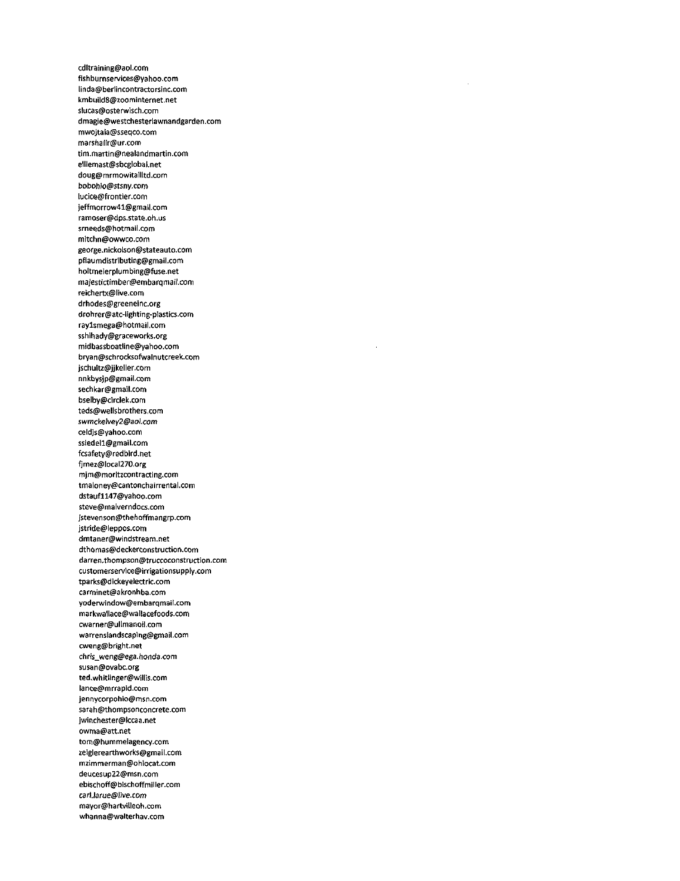cdltraining@aol.com
fishburnservices@yahoo.com
linda@berlincontractorsinc.com
kmbuild8@zoominternet.net
slucas@osterwisch.com
dmagie@westchesterlawnandgarden.com
mwojtala@sseqco.com
marshallr@ur.com
tim.martin@nealandmartin.com
elliemast@sbcglobal.net
doug@mrmowitallltd.com
bobohio@stsny.com
lucice@frontier.com
jeffmorrow41@gmail.com
ramoser@dps.state.oh.us
smeeds@hotmail.com
mitchn@owwco.com
george.nickolson@stateauto.com
pflaumdistributing@gmail.com
holtmeierplumbing@fuse.net
majestictimber@embarqmail.com
reichertx@live.com
drhodes@greeneinc.org
drohrer@atc-lighting-plastics.com
ray1smega@hotmail.com
sshihady@graceworks.org
midbassboatline@yahoo.com
bryan@schrocksofwalnutcreek.com
jschultz@jjkeller.com
nnkbysjp@gmail.com
sechkar@gmail.com
bselby@circlek.com
teds@wellsbrothers.com
*swmckelvey2@aol.com*
celdjs@yahoo.com
ssiedel1@gmail.com
fcsafety@redbird.net
fjmez@local270.org
mjm@moritzcontracting.com
tmaloney@cantonchairrental.com
dstauf1147@yahoo.com
steve@malverndocs.com
jstevenson@thehoffmangrp.com
jstride@leppos.com
dmtaner@windstream.net
dthomas@deckerconstruction.com
darren.thompson@truccoconstruction.com
customerservice@irrigationsupply.com
tparks@dickeyelectric.com
carminet@akronhba.com
yoderwindow@embarqmail.com
markwallace@wallacefoods.com
cwarner@ullmanoil.com
warrenslandscaping@gmail.com
cweng@bright.net
*chris_weng@ega.honda.com*
susan@ovabc.org
ted.whitlinger@willis.com
lance@mrrapid.com
jennycorpohio@msn.com
sarah@thompsonconcrete.com
jwinchester@lccaa.net
owma@att.net
tom@hummelagency.com
zeiglerearthworks@gmail.com
mzimmerman@ohiocat.com
deucesup22@msn.com
ebischoff@bischoffmiller.com
*carl.larue@live.com*
mayor@hartvilleoh.com
whanna@walterhav.com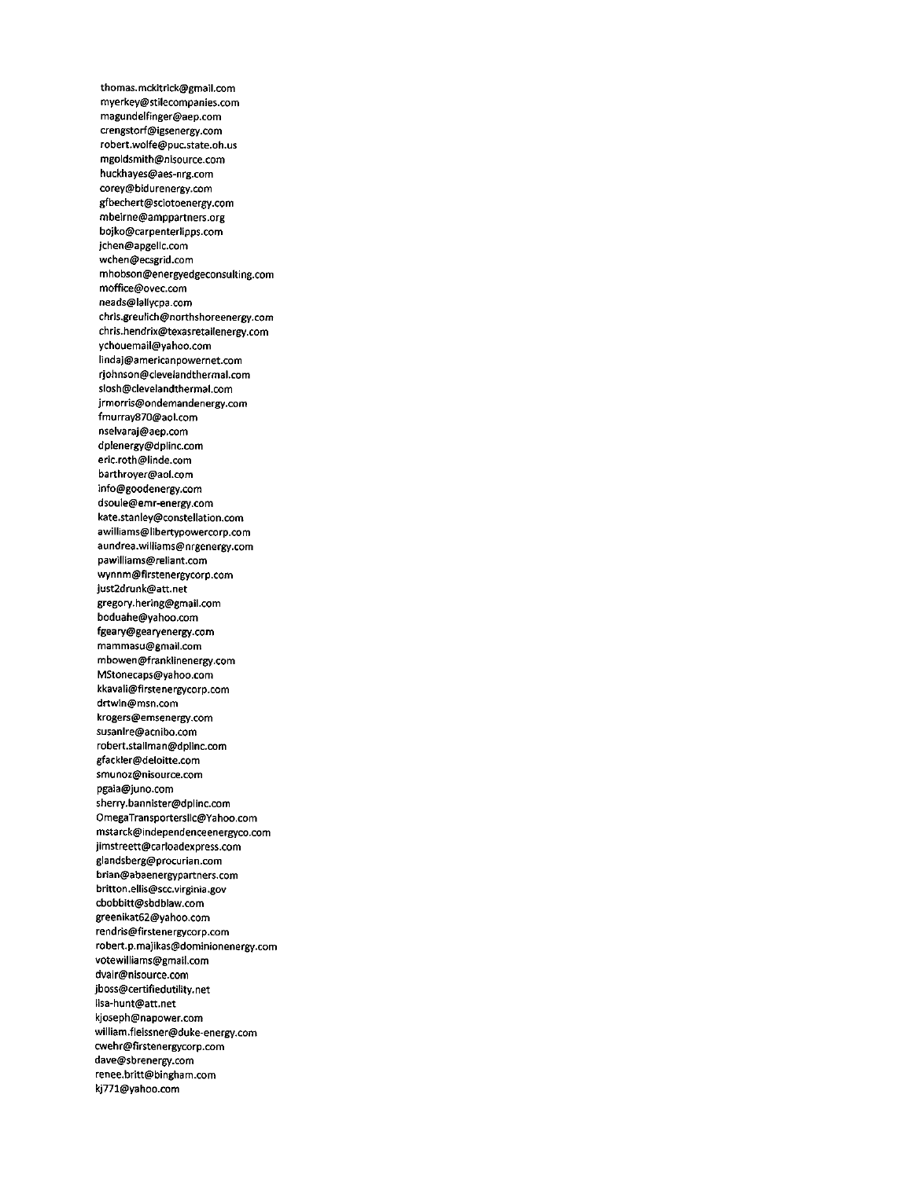thomas.mckitrick@gmail.com
myerkey@stilecompanies.com
magundelfinger@aep.com
crengstorf@igsenergy.com
robert.wolfe@puc.state.oh.us
mgoldsmith@nisource.com
huckhayes@aes-nrg.com
corey@bidurenergy.com
gfbechert@sciotoenergy.com
mbeirne@amppartners.org
bojko@carpenterlipps.com
jchen@apgellc.com
wchen@ecsgrid.com
mhobson@energyedgeconsulting.com
moffice@ovec.com
neads@lallycpa.com
chris.greulich@northshoreenergy.com
chris.hendrix@texasretailenergy.com
ychouemail@yahoo.com
lindaj@americanpowernet.com
rjohnson@clevelandthermal.com
slosh@clevelandthermal.com
jrmorris@ondemandenergy.com
fmurray870@aol.com
nselvaraj@aep.com
dplenergy@dplinc.com
eric.roth@linde.com
barthroyer@aol.com
info@goodenergy.com
dsoule@emr-energy.com
kate.stanley@constellation.com
awilliams@libertypowercorp.com
aundrea.williams@nrgenergy.com
pawilliams@reliant.com
wynnm@firstenergycorp.com
just2drunk@att.net
gregory.hering@gmail.com
boduahe@yahoo.com
fgeary@gearyenergy.com
mammasu@gmail.com
mbowen@franklinenergy.com
MStonecaps@yahoo.com
kkavali@firstenergycorp.com
drtwin@msn.com
krogers@emsenergy.com
susanlre@acnibo.com
robert.stallman@dplinc.com
gfackler@deloitte.com
smunoz@nisource.com
pgaia@juno.com
sherry.bannister@dplinc.com
OmegaTransportersllc@Yahoo.com
mstarck@independenceenergyco.com
jimstreett@carloadexpress.com
glandsberg@procurian.com
brian@abaenergypartners.com
britton.ellis@scc.virginia.gov
cbobbitt@sbdblaw.com
greenikat62@yahoo.com
rendris@firstenergycorp.com
robert.p.majikas@dominionenergy.com
votewilliams@gmail.com
dvair@nisource.com
jboss@certifiedutility.net
lisa-hunt@att.net
kjoseph@napower.com
william.fleissner@duke-energy.com
cwehr@firstenergycorp.com
dave@sbrenergy.com
renee.britt@bingham.com
kj771@yahoo.com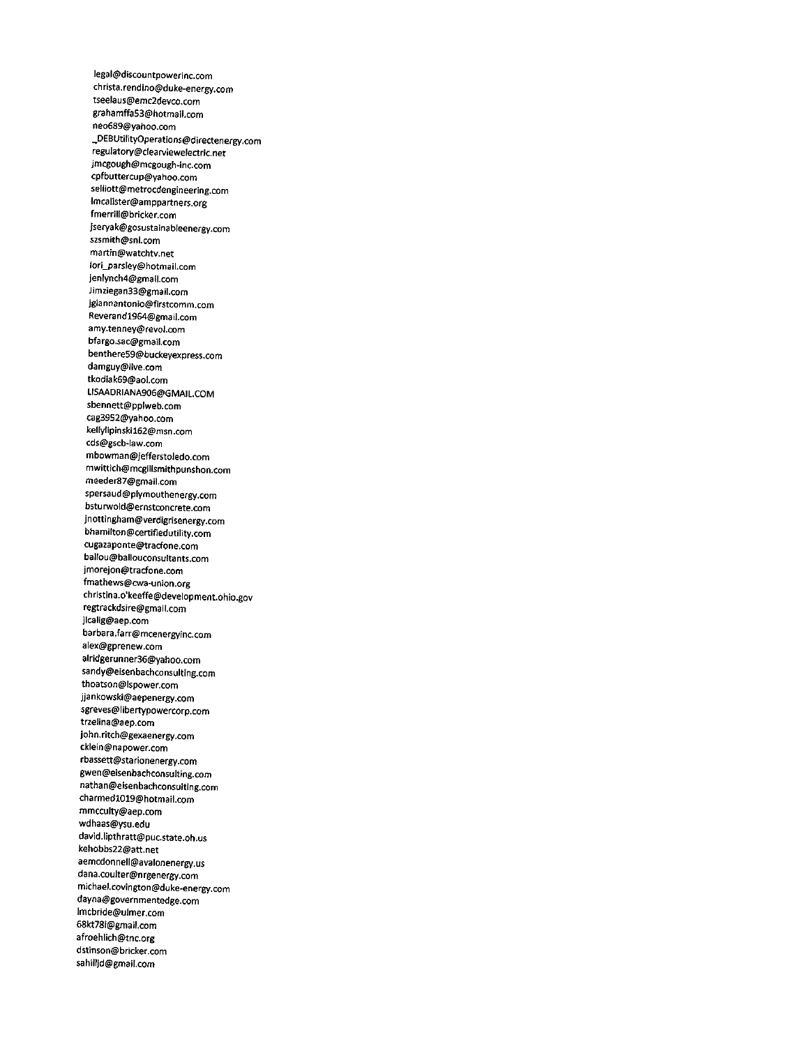legal@discountpowerinc.com
christa.rendino@duke-energy.com
tseelaus@emc2devco.com
grahamffa53@hotmail.com
neo689@yahoo.com
_DEBUtilityOperations@directenergy.com
regulatory@clearviewelectric.net
jmcgough@mcgough-inc.com
cpfbuttercup@yahoo.com
selliott@metrocdengineering.com
lmcalister@amppartners.org
fmerrill@bricker.com
jseryak@gosustainableenergy.com
szsmith@snl.com
martin@watchtv.net
lori_parsley@hotmail.com
jenlynch4@gmail.com
Jimziegan33@gmail.com
jgiannantonio@firstcomm.com
Reverand1964@gmail.com
amy.tenney@revol.com
bfargo.sac@gmail.com
benthere59@buckeyexpress.com
damguy@live.com
tkodiak69@aol.com
LISAADRIANA906@GMAIL.COM
sbennett@pplweb.com
cag3952@yahoo.com
kellylipinski162@msn.com
cds@gscb-law.com
mbowman@jefferstoledo.com
mwittich@mcgillsmithpunshon.com
meeder87@gmail.com
spersaud@plymouthenergy.com
bsturwold@ernstconcrete.com
jnottingham@verdigrisenergy.com
bhamilton@certifiedutility.com
cugazaponte@tracfone.com
ballou@ballouconsultants.com
jmorejon@tracfone.com
fmathews@cwa-union.org
christina.o'keeffe@development.ohio.gov
regtrackdsire@gmail.com
jlcalig@aep.com
barbara.farr@mcenergyinc.com
alex@gprenew.com
alridgerunner36@yahoo.com
sandy@eisenbachconsulting.com
thoatson@lspower.com
jjankowski@aepenergy.com
sgreves@libertypowercorp.com
trzelina@aep.com
john.ritch@gexaenergy.com
cklein@napower.com
rbassett@starionenergy.com
gwen@eisenbachconsulting.com
nathan@eisenbachconsulting.com
charmed1019@hotmail.com
mmcculty@aep.com
wdhaas@ysu.edu
david.lipthratt@puc.state.oh.us
kehobbs22@att.net
aemcdonnell@avalonenergy.us
dana.coulter@nrgenergy.com
michael.covington@duke-energy.com
dayna@governmentedge.com
lmcbride@ulmer.com
68kt78i@gmail.com
afroehlich@tnc.org
dstinson@bricker.com
sahilljd@gmail.com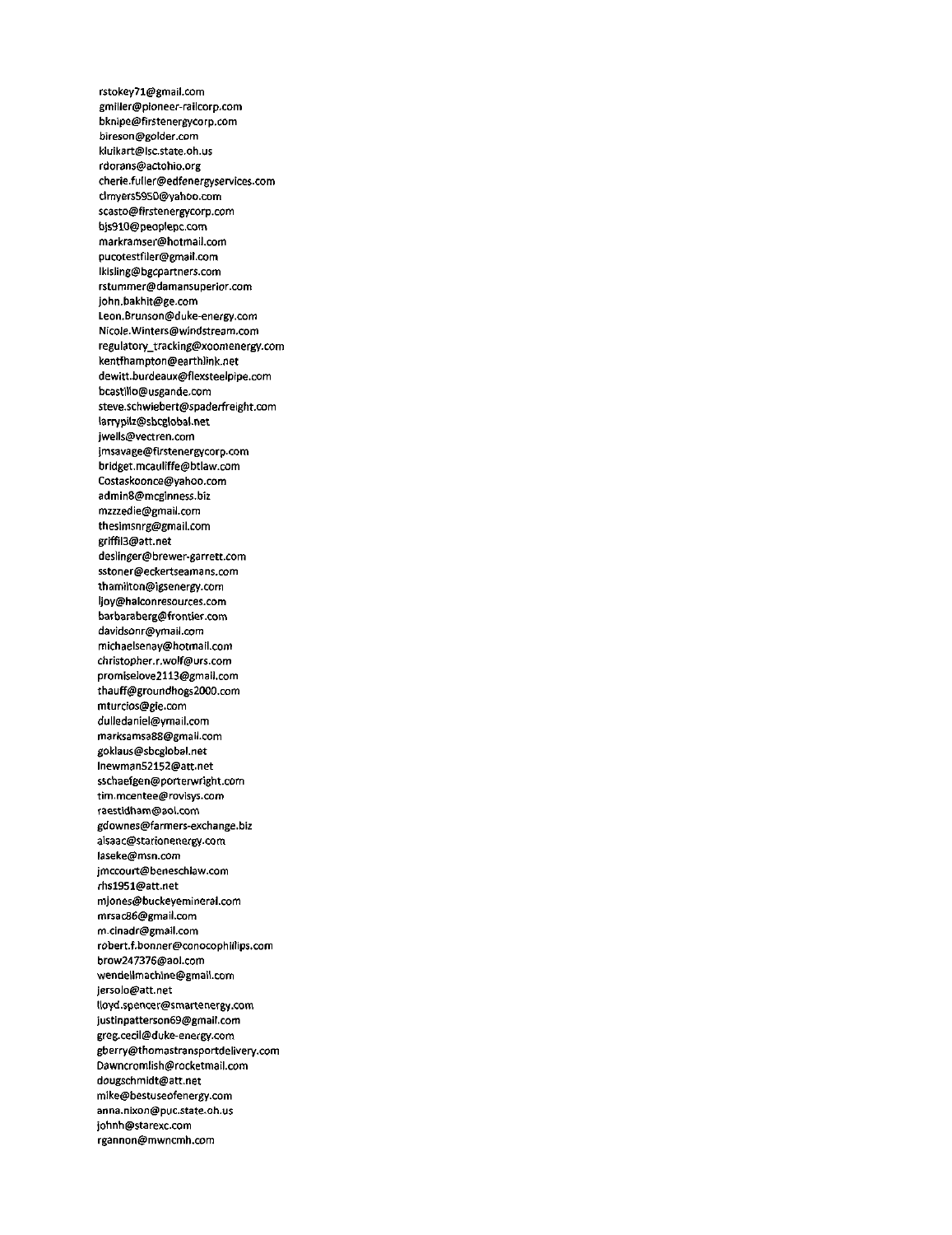rstokey71@gmail.com
gmiller@pioneer-railcorp.com
bknipe@firstenergycorp.com
bireson@golder.com
kluikart@lsc.state.oh.us
rdorans@actohio.org
cherie.fuller@edfenergyservices.com
clmyers5950@yahoo.com
scasto@firstenergycorp.com
bjs910@peoplepc.com
markramser@hotmail.com
pucotestfiler@gmail.com
lkisling@bgcpartners.com
rstummer@damansuperior.com
john.bakhit@ge.com
Leon.Brunson@duke-energy.com
Nicole.Winters@windstream.com
regulatory_tracking@xoomenergy.com
kentfhampton@earthlink.net
dewitt.burdeaux@flexsteelpipe.com
bcastillo@usgande.com
steve.schwiebert@spaderfreight.com
larrypilz@sbcglobal.net
jwells@vectren.com
jmsavage@firstenergycorp.com
bridget.mcauliffe@btlaw.com
Costaskoonce@yahoo.com
admin8@mcginness.biz
mzzzedie@gmail.com
thesimsnrg@gmail.com
griffil3@att.net
deslinger@brewer-garrett.com
sstoner@eckertseamans.com
thamilton@igsenergy.com
ljoy@halconresources.com
barbaraberg@frontier.com
davidsonr@ymail.com
michaelsenay@hotmail.com
christopher.r.wolf@urs.com
promiselove2113@gmail.com
thauff@groundhogs2000.com
mturcios@gie.com
dulledaniel@ymail.com
marksamsa88@gmail.com
goklaus@sbcglobal.net
lnewman52152@att.net
sschaefgen@porterwright.com
tim.mcentee@rovisys.com
raestidham@aol.com
gdownes@farmers-exchange.biz
aisaac@starionenergy.com
laseke@msn.com
jmccourt@beneschlaw.com
rhs1951@att.net
mjones@buckeyemineral.com
mrsac86@gmail.com
m.cinadr@gmail.com
robert.f.bonner@conocophillips.com
brow247376@aol.com
wendellmachine@gmail.com
jersolo@att.net
lloyd.spencer@smartenergy.com
justinpatterson69@gmail.com
greg.cecil@duke-energy.com
gberry@thomastransportdelivery.com
Dawncromlish@rocketmail.com
dougschmidt@att.net
mike@bestuseofenergy.com
anna.nixon@puc.state.oh.us
johnh@starexc.com
rgannon@mwncmh.com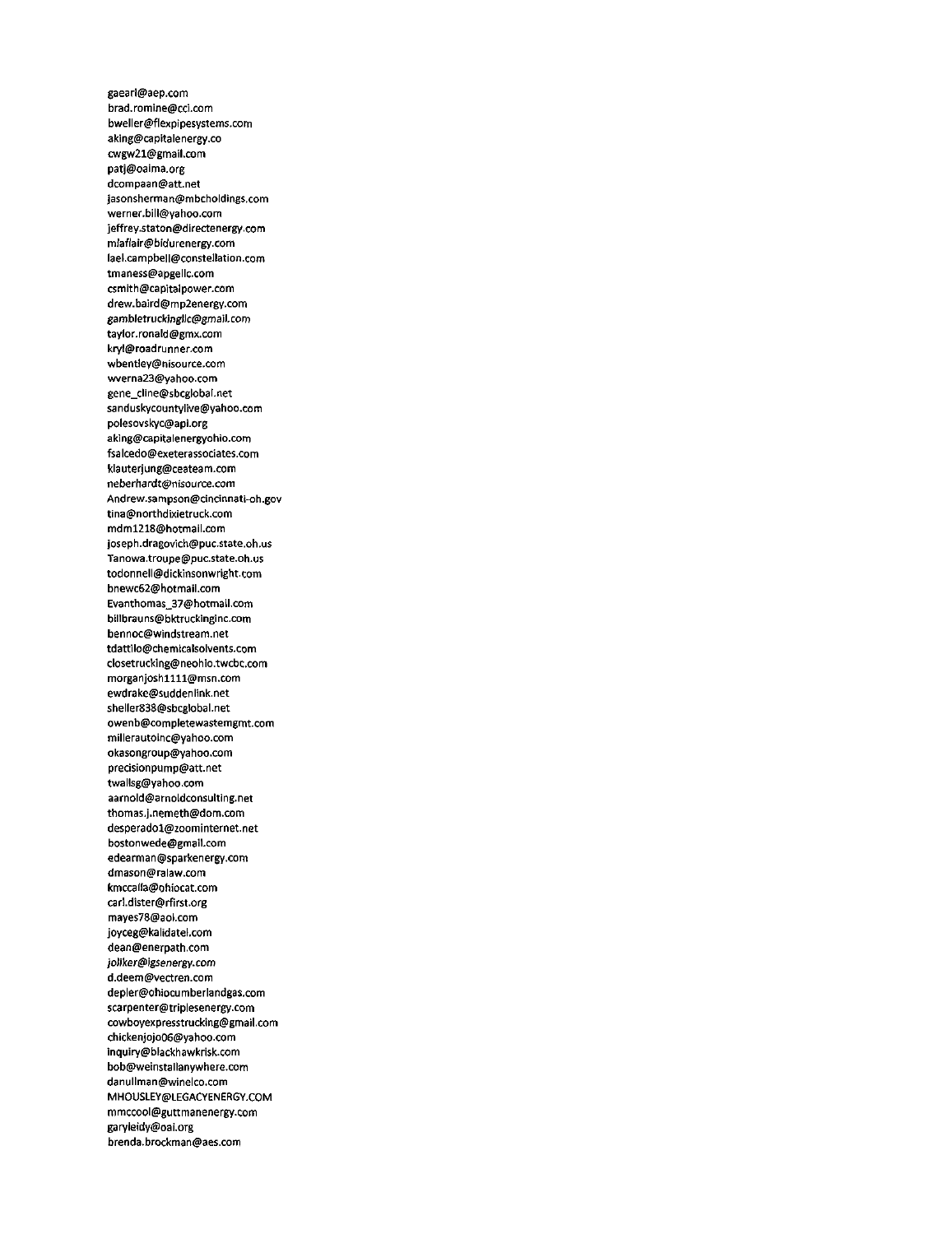gaearl@aep.com
brad.romine@cci.com
bweller@flexpipesystems.com
aking@capitalenergy.co
cwgw21@gmail.com
patj@oaima.org
dcompaan@att.net
jasonsherman@mbcholdings.com
werner.bill@yahoo.com
jeffrey.staton@directenergy.com
mlaflair@bidurenergy.com
lael.campbell@constellation.com
tmaness@apgellc.com
csmith@capitalpower.com
drew.baird@mp2energy.com
gambletruckingllc@gmail.com
taylor.ronald@gmx.com
kryl@roadrunner.com
wbentley@nisource.com
wverna23@yahoo.com
gene_cline@sbcglobal.net
sanduskycountylive@yahoo.com
polesovskyc@api.org
aking@capitalenergyohio.com
fsalcedo@exeterassociates.com
klauterjung@ceateam.com
neberhardt@nisource.com
Andrew.sampson@cincinnati-oh.gov
tina@northdixietruck.com
mdm1218@hotmail.com
joseph.dragovich@puc.state.oh.us
Tanowa.troupe@puc.state.oh.us
todonnell@dickinsonwright.com
bnewc62@hotmail.com
Evanthomas_37@hotmail.com
billbrauns@bktruckinginc.com
bennoc@windstream.net
tdattilo@chemicalsolvents.com
closetrucking@neohio.twcbc.com
morganjosh1111@msn.com
ewdrake@suddenlink.net
sheller838@sbcglobal.net
owenb@completewastemgmt.com
millerautoinc@yahoo.com
okasongroup@yahoo.com
precisionpump@att.net
twallsg@yahoo.com
aarnold@arnoldconsulting.net
thomas.j.nemeth@dom.com
desperado1@zoominternet.net
bostonwede@gmail.com
edearman@sparkenergy.com
dmason@ralaw.com
kmccalla@ohiocat.com
carl.dister@rfirst.org
mayes78@aol.com
joyceg@kalidatel.com
dean@enerpath.com
*joliker@igsenergy.com*
d.deem@vectren.com
depler@ohiocumberlandgas.com
scarpenter@triplesenergy.com
cowboyexpresstrucking@gmail.com
chickenjojo06@yahoo.com
inquiry@blackhawkrisk.com
bob@weinstallanywhere.com
danullman@winelco.com
MHOUSLEY@LEGACYENERGY.COM
mmccool@guttmanenergy.com
garyleidy@oai.org
brenda.brockman@aes.com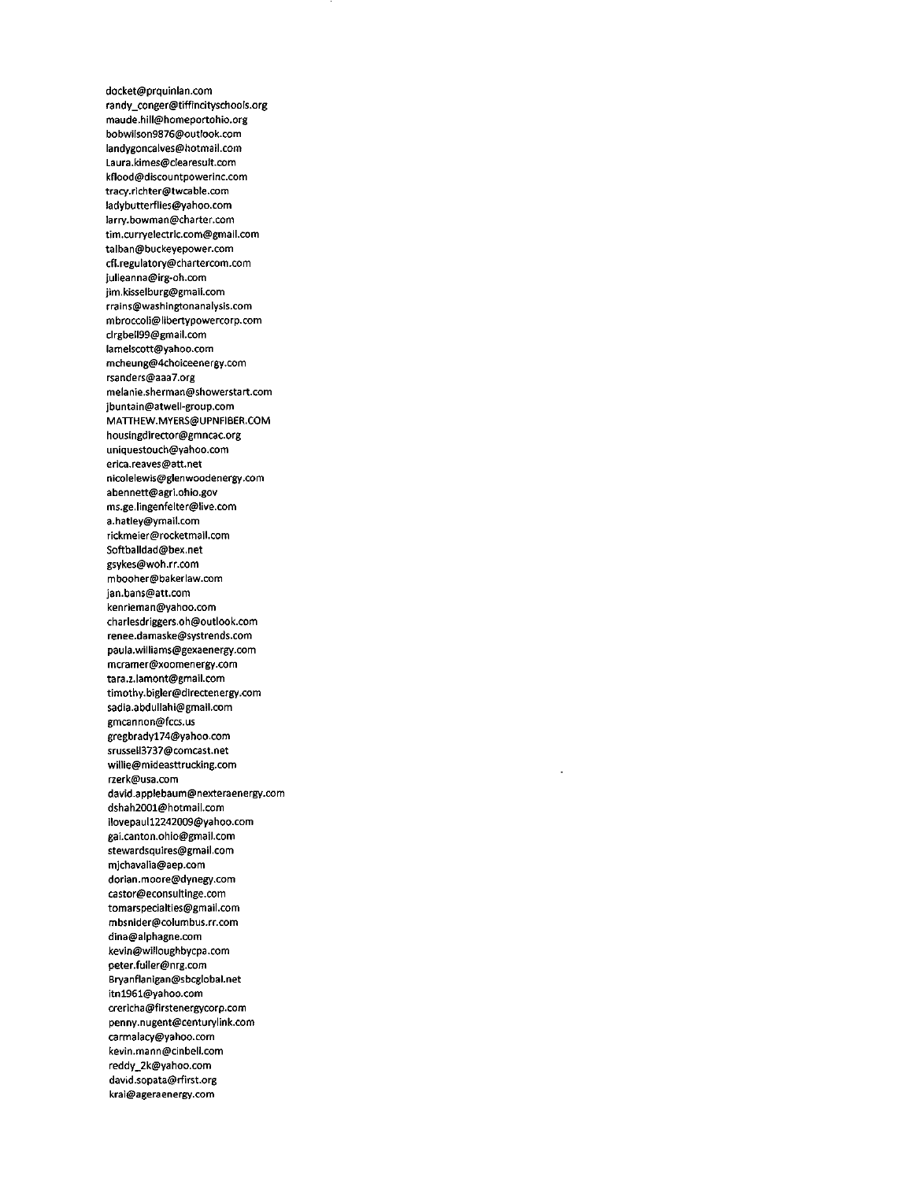docket@prquinlan.com
randy_conger@tiffincityschools.org
maude.hill@homeportohio.org
bobwilson9876@outlook.com
landygoncalves@hotmail.com
Laura.kimes@clearesult.com
kflood@discountpowerinc.com
tracy.richter@twcable.com
ladybutterflies@yahoo.com
larry.bowman@charter.com
tim.curryelectric.com@gmail.com
talban@buckeyepower.com
cfl.regulatory@chartercom.com
julieanna@irg-oh.com
jim.kisselburg@gmail.com
rrains@washingtonanalysis.com
mbroccoli@libertypowercorp.com
clrgbell99@gmail.com
lamelscott@yahoo.com
mcheung@4choiceenergy.com
rsanders@aaa7.org
melanie.sherman@showerstart.com
jbuntain@atwell-group.com
MATTHEW.MYERS@UPNFIBER.COM
housingdirector@gmncac.org
uniquestouch@yahoo.com
erica.reaves@att.net
nicolelewis@glenwoodenergy.com
abennett@agri.ohio.gov
ms.ge.lingenfelter@live.com
a.hatley@ymail.com
rickmeier@rocketmail.com
Softballdad@bex.net
gsykes@woh.rr.com
mbooher@bakerlaw.com
jan.bans@att.com
kenrieman@yahoo.com
charlesdriggers.oh@outlook.com
renee.damaske@systrends.com
paula.williams@gexaenergy.com
mcramer@xoomenergy.com
tara.z.lamont@gmail.com
timothy.bigler@directenergy.com
sadia.abdullahi@gmail.com
gmcannon@fccs.us
gregbrady174@yahoo.com
srussell3737@comcast.net
willie@mideasttrucking.com
rzerk@usa.com
david.applebaum@nexteraenergy.com
dshah2001@hotmail.com
ilovepaul12242009@yahoo.com
gai.canton.ohio@gmail.com
stewardsquires@gmail.com
mjchavalia@aep.com
dorian.moore@dynegy.com
castor@econsultinge.com
tomarspecialties@gmail.com
mbsnider@columbus.rr.com
dina@alphagne.com
kevin@willoughbycpa.com
peter.fuller@nrg.com
Bryanflanigan@sbcglobal.net
itn1961@yahoo.com
crericha@firstenergycorp.com
penny.nugent@centurylink.com
carmalacy@yahoo.com
kevin.mann@cinbell.com
reddy_2k@yahoo.com
david.sopata@rfirst.org
krai@ageraenergy.com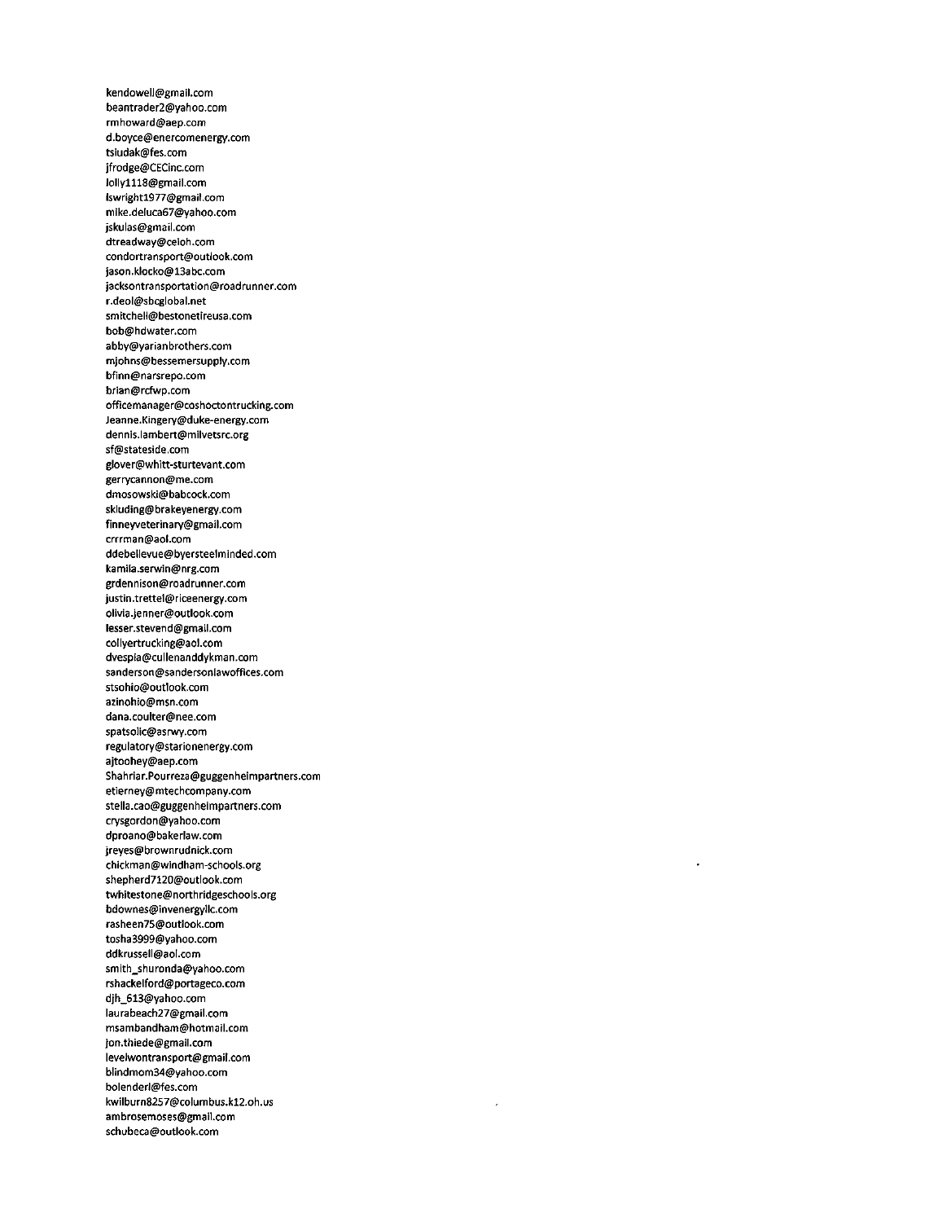kendowell@gmail.com
beantrader2@yahoo.com
rmhoward@aep.com
d.boyce@enercomenergy.com
tsiudak@fes.com
jfrodge@CECinc.com
lolly1118@gmail.com
lswright1977@gmail.com
mike.deluca67@yahoo.com
jskulas@gmail.com
dtreadway@celoh.com
condortransport@outlook.com
jason.klocko@13abc.com
jacksontransportation@roadrunner.com
r.deol@sbcglobal.net
smitchell@bestonetireusa.com
bob@hdwater.com
abby@yarianbrothers.com
mjohns@bessemersupply.com
bfinn@narsrepo.com
brian@rcfwp.com
officemanager@coshoctontrucking.com
Jeanne.Kingery@duke-energy.com
dennis.lambert@milvetsrc.org
sf@stateside.com
glover@whitt-sturtevant.com
gerrycannon@me.com
dmosowski@babcock.com
skluding@brakeyenergy.com
finneyveterinary@gmail.com
crrrman@aol.com
ddebellevue@byersteelminded.com
kamila.serwin@nrg.com
grdennison@roadrunner.com
justin.trettel@riceenergy.com
olivia.jenner@outlook.com
lesser.stevend@gmail.com
collyertrucking@aol.com
dvespia@cullenanddykman.com
sanderson@sandersonlawoffices.com
stsohio@outlook.com
azinohio@msn.com
dana.coulter@nee.com
spatsolic@asrwy.com
regulatory@starionenergy.com
ajtoohey@aep.com
Shahriar.Pourreza@guggenheimpartners.com
etierney@mtechcompany.com
stella.cao@guggenheimpartners.com
crysgordon@yahoo.com
dproano@bakerlaw.com
jreyes@brownrudnick.com
chickman@windham-schools.org
shepherd7120@outlook.com
twhitestone@northridgeschools.org
bdownes@invenergyllc.com
rasheen75@outlook.com
tosha3999@yahoo.com
ddkrussell@aol.com
smith_shuronda@yahoo.com
rshackelford@portageco.com
djh_613@yahoo.com
laurabeach27@gmail.com
msambandham@hotmail.com
jon.thiede@gmail.com
levelwontransport@gmail.com
blindmom34@yahoo.com
bolenderl@fes.com
kwilburn8257@columbus.k12.oh.us
ambrosemoses@gmail.com
schubeca@outlook.com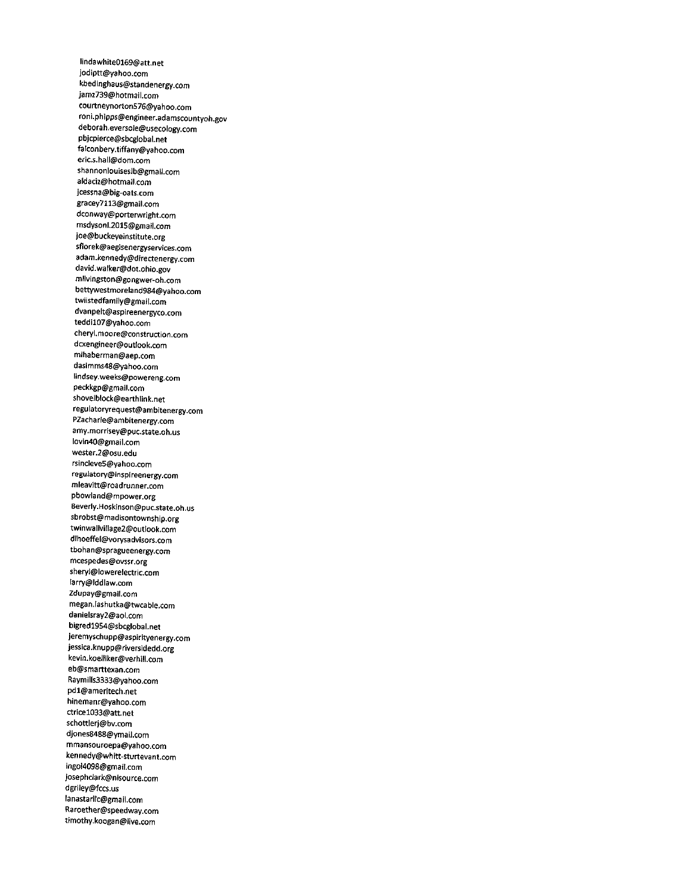lindawhite0169@att.net
jodiptt@yahoo.com
kbedinghaus@standenergy.com
jamz739@hotmail.com
courtneynorton576@yahoo.com
roni.phipps@engineer.adamscountyoh.gov
deborah.eversole@usecology.com
pbjcpierce@sbcglobal.net
falconbery.tiffany@yahoo.com
eric.s.hall@dom.com
shannonlouiseslb@gmail.com
aldaciz@hotmail.com
jcessna@big-oats.com
gracey7113@gmail.com
dconway@porterwright.com
msdysonl.2015@gmail.com
joe@buckeyeinstitute.org
sflorek@aegisenergyservices.com
adam.kennedy@directenergy.com
david.walker@dot.ohio.gov
mlivingston@gongwer-oh.com
bettywestmoreland984@yahoo.com
twiistedfamily@gmail.com
dvanpelt@aspireenergyco.com
teddi107@yahoo.com
cheryl.moore@construction.com
dcxengineer@outlook.com
mlhaberman@aep.com
dasimms48@yahoo.com
lindsey.weeks@powereng.com
peckkgp@gmail.com
shovelblock@earthlink.net
regulatoryrequest@ambitenergy.com
PZacharie@ambitenergy.com
amy.morrisey@puc.state.oh.us
lovin40@gmail.com
wester.2@osu.edu
rsincleve5@yahoo.com
regulatory@inspireenergy.com
mleavitt@roadrunner.com
pbowland@mpower.org
Beverly.Hoskinson@puc.state.oh.us
sbrobst@madisontownship.org
twinwallvillage2@outlook.com
dlhoeffel@vorysadvisors.com
tbohan@spragueenergy.com
mcespedes@ovssr.org
sheryl@lowerelectric.com
larry@lddlaw.com
Zdupay@gmail.com
megan.lashutka@twcable.com
danielsray2@aol.com
bigred1954@sbcglobal.net
jeremyschupp@aspirityenergy.com
jessica.knupp@riversidedd.org
kevin.koelliker@verhill.com
eb@smarttexan.com
Raymills3333@yahoo.com
pd1@ameritech.net
hinemanr@yahoo.com
ctrice1033@att.net
schottlerj@bv.com
djones8488@ymail.com
mmansouroepa@yahoo.com
kennedy@whitt-sturtevant.com
ingol4098@gmail.com
josephclark@nisource.com
dgriley@fccs.us
lanastarllc@gmail.com
Raroether@speedway.com
timothy.koogan@live.com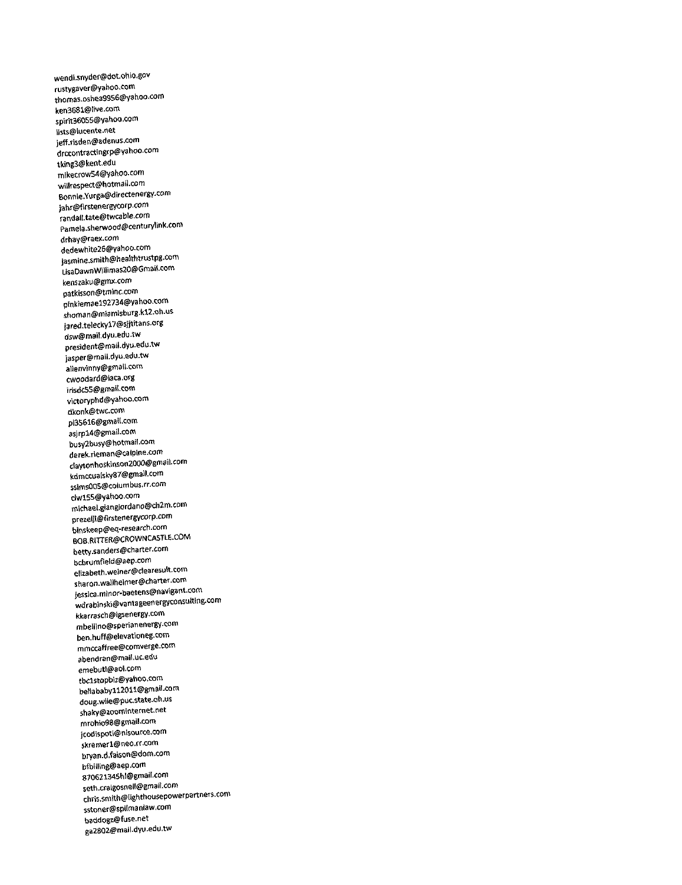wendi.snyder@dot.ohio.gov
rustygaver@yahoo.com
thomas.oshea9956@yahoo.com
ken3681@live.com
spirit36055@yahoo.com
lists@lucente.net
jeff.risden@adenus.com
drccontractingrp@yahoo.com
tking3@kent.edu
mikecrow54@yahoo.com
willrespect@hotmail.com
Bonnie.Yurga@directenergy.com
jahr@firstenergycorp.com
randall.tate@twcable.com
Pamela.sherwood@centurylink.com
drhay@raex.com
dedewhite26@yahoo.com
jasmine.smith@healthtrustpg.com
LisaDawnWillimas20@Gmail.com
kenszaku@gmx.com
patkisson@tminc.com
pinkiemae192734@yahoo.com
shoman@miamisburg.k12.oh.us
jared.telecky17@sjtitans.org
dsw@mail.dyu.edu.tw
president@mail.dyu.edu.tw
jasper@mail.dyu.edu.tw
allenvinny@gmail.com
cwoodard@laca.org
irisdc55@gmail.com
victoryphd@yahoo.com
dkonk@twc.com
pl35616@gmail.com
asjrp14@gmail.com
busy2busy@hotmail.com
derek.rieman@calpine.com
claytonhoskinson2000@gmail.com
kdmccualsky87@gmail.com
ssims005@columbus.rr.com
clw155@yahoo.com
michael.giangiordano@ch2m.com
prezelji@firstenergycorp.com
binskeep@eq-research.com
BOB.RITTER@CROWNCASTLE.COM
betty.sanders@charter.com
bcbrumfield@aep.com
elizabeth.weiner@clearesult.com
sharon.wallheimer@charter.com
jessica.minor-baetens@navigant.com
wdrabinski@vantageenergyconsulting.com
kkarrasch@igsenergy.com
mbellino@sperianenergy.com
ben.huff@elevationeg.com
mmccaffree@comverge.com
abendran@mail.uc.edu
emebutl@aol.com
tbc1stopbiz@yahoo.com
bellababy112011@gmail.com
doug.wile@puc.state.oh.us
shaky@zoominternet.net
mrohio98@gmail.com
jcodispoti@nisource.com
skremer1@neo.rr.com
bryan.d.faison@dom.com
bfbilling@aep.com
8706213455hl@gmail.com
seth.craigosnell@gmail.com
chris.smith@lighthousepowerpartners.com
sstoner@spilmanlaw.com
baddogz@fuse.net
ga2802@mail.dyu.edu.tw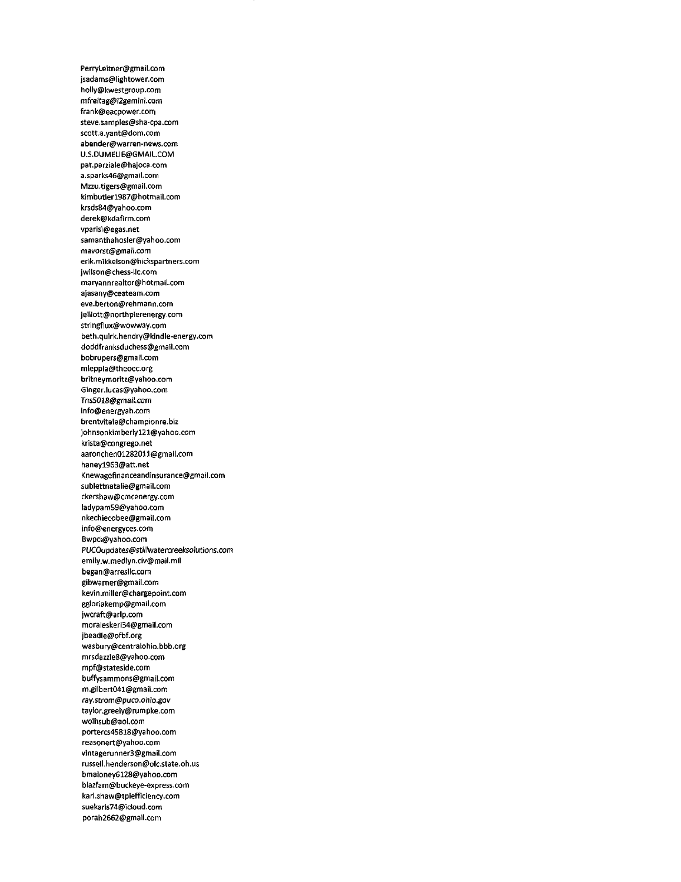PerryLeitner@gmail.com
jsadams@lightower.com
holly@kwestgroup.com
mfreitag@i2gemini.com
frank@eacpower.com
steve.samples@sha-cpa.com
scott.a.yant@dom.com
abender@warren-news.com
U.S.DUMELIE@GMAIL.COM
pat.parziale@hajoca.com
a.sparks46@gmail.com
Mzzu.tigers@gmail.com
kimbutler1987@hotmail.com
krsds84@yahoo.com
derek@kdafirm.com
vparisi@egas.net
samanthahosler@yahoo.com
mavorst@gmail.com
erik.mikkelson@hickspartners.com
jwilson@chess-llc.com
maryannrealtor@hotmail.com
ajasany@ceateam.com
eve.berton@rehmann.com
jelliott@northpierenergy.com
stringflux@wowway.com
beth.quirk.hendry@kindle-energy.com
doddfranksduchess@gmail.com
bobrupers@gmail.com
mleppla@theoec.org
britneymoritz@yahoo.com
Ginger.lucas@yahoo.com
Tns5018@gmail.com
info@energyah.com
brentvitale@championre.biz
johnsonkimberly121@yahoo.com
krista@congrego.net
aaronchen01282011@gmail.com
haney1963@att.net
Knewagefinanceandinsurance@gmail.com
sublettnatalie@gmail.com
ckershaw@cmcenergy.com
ladypam59@yahoo.com
nkechiecobee@gmail.com
info@energyces.com
Bwpci@yahoo.com
*PUCOupdates@stillwatercreeksolutions.com*
emily.w.medlyn.civ@mail.mil
began@arresllc.com
gibwarner@gmail.com
kevin.miller@chargepoint.com
ggloriakemp@gmail.com
jwcraft@arlp.com
moraleskeri34@gmail.com
jbeadle@ofbf.org
wasbury@centralohio.bbb.org
mrsdazzle8@yahoo.com
mpf@stateside.com
buffysammons@gmail.com
m.gilbert041@gmail.com
*ray.strom@puco.ohio.gov*
taylor.greely@rumpke.com
wolhsub@aol.com
portercs45818@yahoo.com
reasonert@yahoo.com
vintagerunner3@gmail.com
russell.henderson@olc.state.oh.us
bmaloney6128@yahoo.com
blazfam@buckeye-express.com
karl.shaw@tpiefficiency.com
suekaris74@icloud.com
porah2662@gmail.com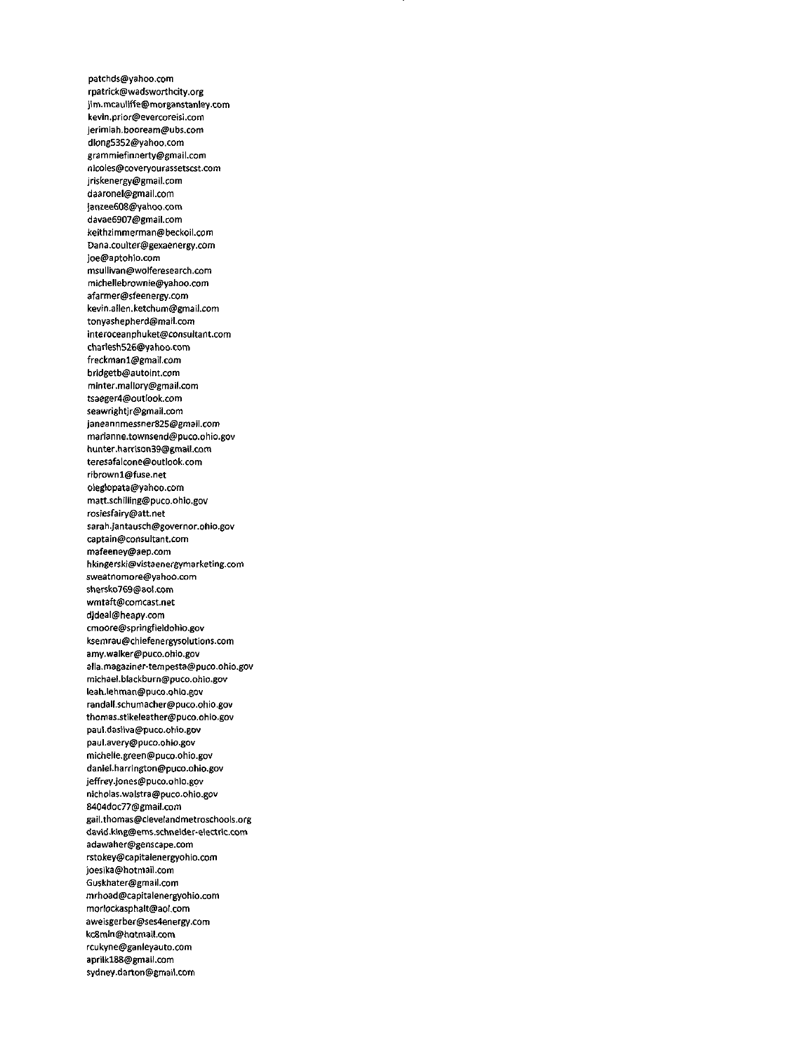patchds@yahoo.com
rpatrick@wadsworthcity.org
jim.mcauliffe@morganstanley.com
kevin.prior@evercoreisi.com
jerimiah.booream@ubs.com
dlong5352@yahoo.com
grammiefinnerty@gmail.com
nicoles@coveryourassetscst.com
jriskenergy@gmail.com
daaronel@gmail.com
janzee608@yahoo.com
davae6907@gmail.com
keithzimmerman@beckoil.com
Dana.coulter@gexaenergy.com
joe@aptohio.com
msullivan@wolferesearch.com
michellebrownie@yahoo.com
afarmer@sfeenergy.com
kevin.allen.ketchum@gmail.com
tonyashepherd@mail.com
interoceanphuket@consultant.com
charlesh526@yahoo.com
freckman1@gmail.com
bridgetb@autoint.com
minter.mallory@gmail.com
tsaeger4@outlook.com
seawrightjr@gmail.com
janeannmessner825@gmail.com
marianne.townsend@puco.ohio.gov
hunter.harrison39@gmail.com
teresafalcone@outlook.com
ribrown1@fuse.net
oleglopata@yahoo.com
matt.schilling@puco.ohio.gov
rosiesfairy@att.net
sarah.jantausch@governor.ohio.gov
captain@consultant.com
mafeeney@aep.com
hkingerski@vistaenergymarketing.com
sweatnomore@yahoo.com
shersko769@aol.com
wmtaft@comcast.net
djdeal@heapy.com
cmoore@springfieldohio.gov
ksemrau@chiefenergysolutions.com
amy.walker@puco.ohio.gov
alla.magaziner-tempesta@puco.ohio.gov
michael.blackburn@puco.ohio.gov
leah.lehman@puco.ohio.gov
randall.schumacher@puco.ohio.gov
thomas.stikeleather@puco.ohio.gov
paul.dasilva@puco.ohio.gov
paul.avery@puco.ohio.gov
michelle.green@puco.ohio.gov
daniel.harrington@puco.ohio.gov
jeffrey.jones@puco.ohio.gov
nicholas.walstra@puco.ohio.gov
8404doc77@gmail.com
gail.thomas@clevelandmetroschools.org
david.king@ems.schneider-electric.com
adawaher@genscape.com
rstokey@capitalenergyohio.com
joesika@hotmail.com
Guskhater@gmail.com
mrhoad@capitalenergyohio.com
morlockasphalt@aol.com
aweisgerber@ses4energy.com
kc8mln@hotmail.com
rcukyne@ganleyauto.com
aprilk188@gmail.com
sydney.darton@gmail.com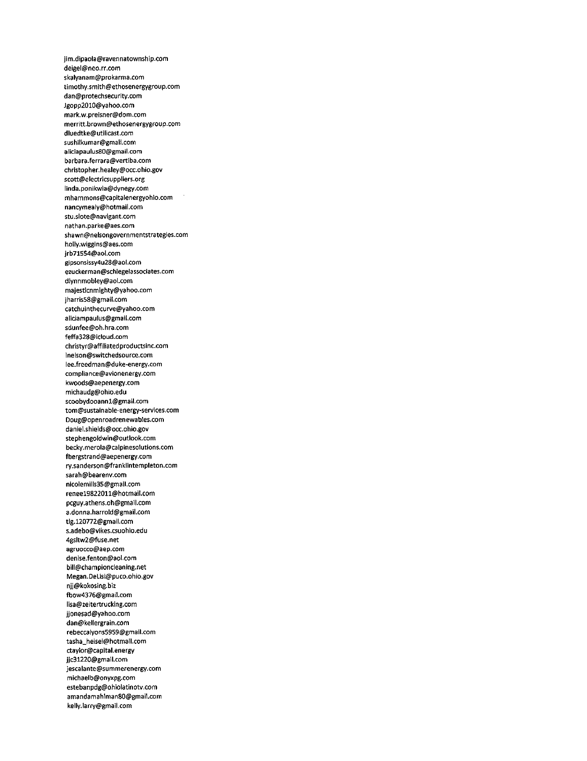jim.dipaola@ravennatownship.com
deigel@neo.rr.com
skalyanam@prokarma.com
timothy.smith@ethosenergygroup.com
dan@protechsecurity.com
Jgopp2010@yahoo.com
mark.w.preisner@dom.com
merritt.brown@ethosenergygroup.com
dluedtke@utilicast.com
sushilkumar@gmail.com
aliciapaulus80@gmail.com
barbara.ferrara@vertiba.com
christopher.healey@occ.ohio.gov
scott@electricsuppliers.org
linda.ponikwia@dynegy.com
mhammons@capitalenergyohio.com
nancymealy@hotmail.com
stu.slote@navigant.com
nathan.parke@aes.com
shawn@nelsongovernmentstrategies.com
holly.wiggins@aes.com
jrb71554@aol.com
gipsonsissy4u28@aol.com
ezuckerman@schlegelassociates.com
dlynnmobley@aol.com
majesticnmighty@yahoo.com
jharris58@gmail.com
catchuinthecurve@yahoo.com
aliciampaulus@gmail.com
sdunfee@oh.hra.com
feffa328@icloud.com
christyr@affiliatedproductsinc.com
lnelson@switchedsource.com
lee.freedman@duke-energy.com
compliance@avionenergy.com
kwoods@aepenergy.com
michaudg@ohio.edu
scoobydooann1@gmail.com
tom@sustainable-energy-services.com
Doug@openroadrenewables.com
daniel.shields@occ.ohio.gov
stephengoldwin@outlook.com
becky.merola@calpinesolutions.com
fbergstrand@aepenergy.com
ry.sanderson@franklintempleton.com
sarah@bearenv.com
nicolemills35@gmail.com
renee19822011@hotmail.com
pcguy.athens.oh@gmail.com
a.donna.harrold@gmail.com
tlg.120772@gmail.com
s.adebo@vikes.csuohio.edu
4gsltw2@fuse.net
agruocco@aep.com
denise.fenton@aol.com
bill@championcleaning.net
Megan.DeLisi@puco.ohio.gov
njj@kokosing.biz
fbow4376@gmail.com
lisa@zeitertrucking.com
jjonesad@yahoo.com
dan@kellergrain.com
rebeccalyons5959@gmail.com
tasha_heisel@hotmail.com
ctaylor@capital.energy
jjc31220@gmail.com
jescalante@summerenergy.com
michaelb@onyxpg.com
estebanpdg@ohiolatinotv.com
amandamahlman80@gmail.com
kelly.larry@gmail.com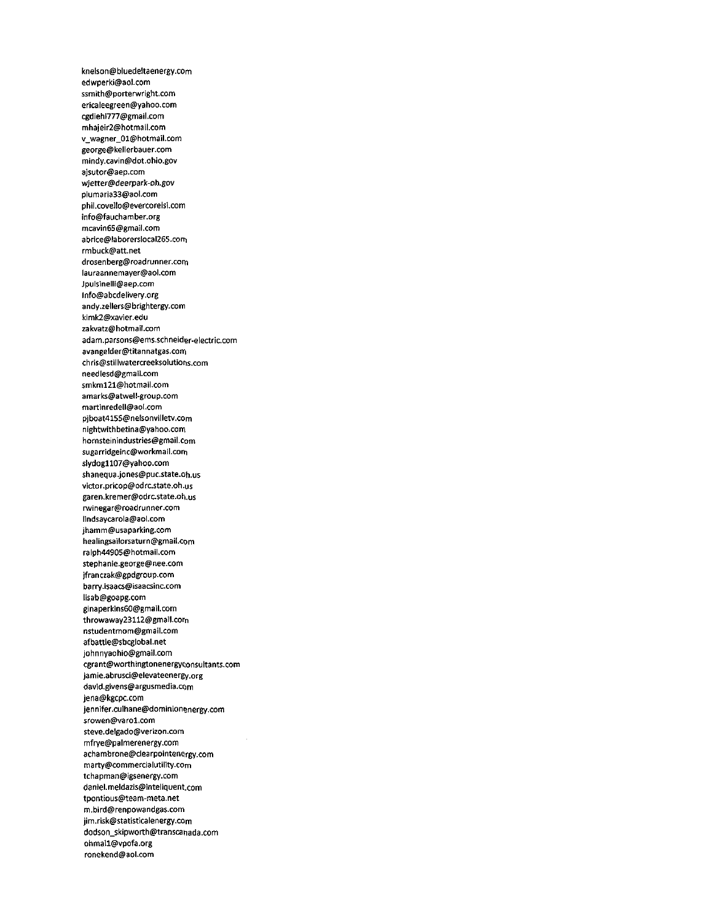knelson@bluedeltaenergy.com
edwperki@aol.com
ssmith@porterwright.com
ericaleegreen@yahoo.com
cgdiehl777@gmail.com
mhajeir2@hotmail.com
v_wagner_01@hotmail.com
george@kellerbauer.com
mindy.cavin@dot.ohio.gov
ajsutor@aep.com
wjetter@deerpark-oh.gov
plumaria33@aol.com
phil.covello@evercoreisl.com
info@fauchamber.org
mcavin65@gmail.com
abrice@laborerslocal265.com
rmbuck@att.net
drosenberg@roadrunner.com
lauraannemayer@aol.com
Jpulsinelli@aep.com
Info@abcdelivery.org
andy.zellers@brightergy.com
kimk2@xavier.edu
zakvatz@hotmail.com
adam.parsons@ems.schneider-electric.com
avangelder@titannatgas.com
chris@stillwatercreeksolutions.com
needlesd@gmail.com
smkm121@hotmail.com
amarks@atwell-group.com
martinredell@aol.com
pjboat4155@nelsonvilletv.com
nightwithbetina@yahoo.com
hornsteinindustries@gmail.com
sugarridgeinc@workmail.com
slydog1107@yahoo.com
shanequa.jones@puc.state.oh.us
victor.pricop@odrc.state.oh.us
garen.kremer@odrc.state.oh.us
rwinegar@roadrunner.com
lindsaycarola@aol.com
jhamm@usaparking.com
healingsailorsaturn@gmail.com
ralph44905@hotmail.com
stephanie.george@nee.com
jfranczak@gpdgroup.com
barry.isaacs@isaacsinc.com
lisab@goapg.com
ginaperkins60@gmail.com
throwaway23112@gmail.com
nstudentmom@gmail.com
afbattle@sbcglobal.net
johnnyaohio@gmail.com
cgrant@worthingtonenergyconsultants.com
jamie.abrusci@elevateenergy.org
david.givens@argusmedia.com
jena@kgcpc.com
jennifer.culhane@dominionenergy.com
srowen@varo1.com
steve.delgado@verizon.com
mfrye@palmerenergy.com
achambrone@clearpointenergy.com
marty@commercialutility.com
tchapman@igsenergy.com
daniel.meldazis@inteliquent.com
tpontious@team-meta.net
m.bird@renpowandgas.com
jim.risk@statisticalenergy.com
dodson_skipworth@transcanada.com
ohmal1@vpofa.org
ronekend@aol.com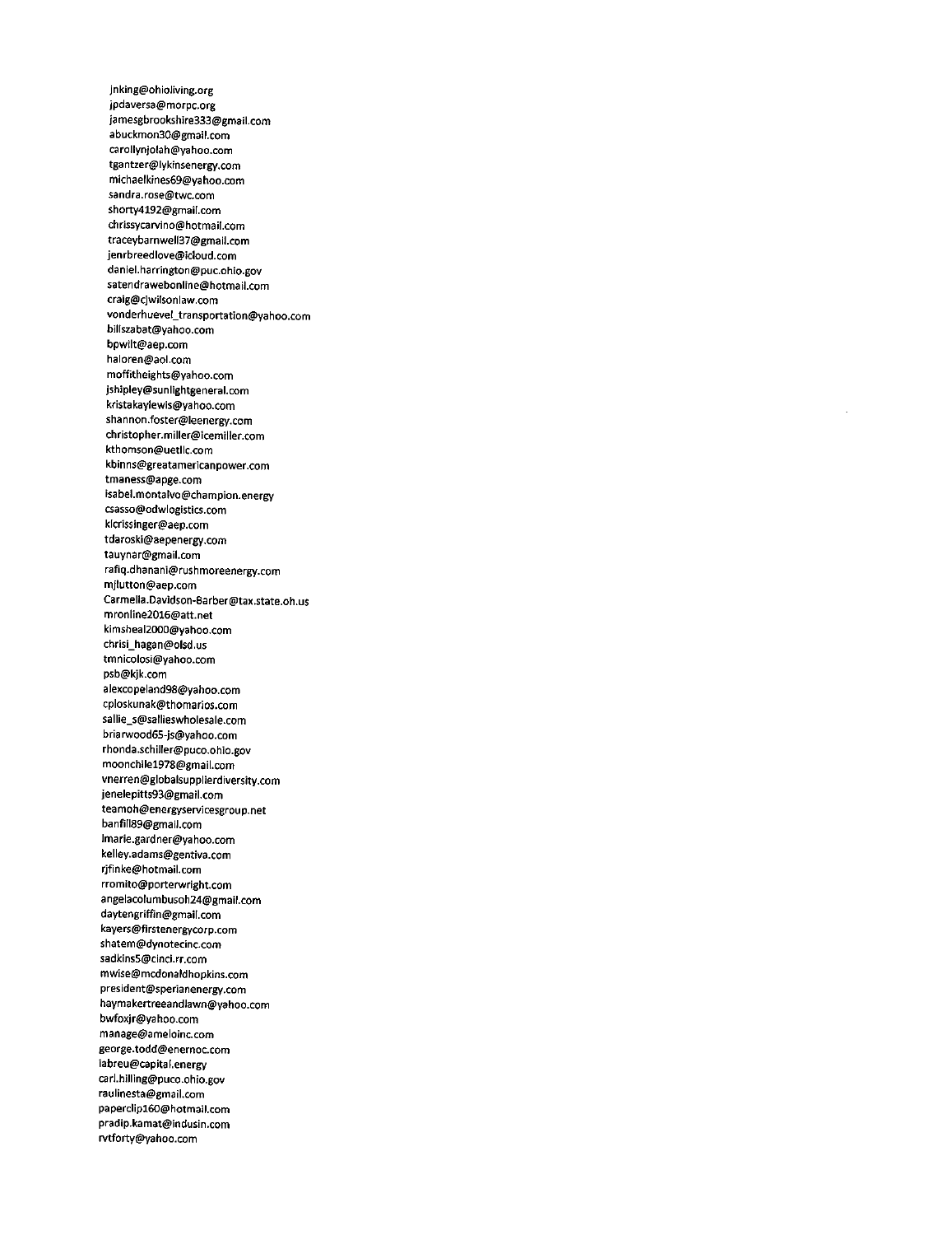jnking@ohioliving.org
jpdaversa@morpc.org
jamesgbrookshire333@gmail.com
abuckmon30@gmail.com
carollynjolah@yahoo.com
tgantzer@lykinsenergy.com
michaelkines69@yahoo.com
sandra.rose@twc.com
shorty4192@gmail.com
chrissycarvino@hotmail.com
traceybarnwell37@gmail.com
jenrbreedlove@icloud.com
daniel.harrington@puc.ohio.gov
satendrawebonline@hotmail.com
craig@cjwilsonlaw.com
vonderhuevel_transportation@yahoo.com
billszabat@yahoo.com
bpwilt@aep.com
haloren@aol.com
moffitheights@yahoo.com
jshipley@sunlightgeneral.com
kristakaylewis@yahoo.com
shannon.foster@leenergy.com
christopher.miller@icemiller.com
kthomson@uetllc.com
kbinns@greatamericanpower.com
tmaness@apge.com
isabel.montalvo@champion.energy
csasso@odwlogistics.com
klcrissinger@aep.com
tdaroski@aepenergy.com
tauynar@gmail.com
rafiq.dhanani@rushmoreenergy.com
mjlutton@aep.com
Carmella.Davidson-Barber@tax.state.oh.us
mronline2016@att.net
kimsheal2000@yahoo.com
chrisi_hagan@olsd.us
tmnicolosi@yahoo.com
psb@kjk.com
alexcopeland98@yahoo.com
cploskunak@thomarios.com
sallie_s@sallieswholesale.com
briarwood65-js@yahoo.com
rhonda.schiller@puco.ohio.gov
moonchile1978@gmail.com
vnerren@globalsupplierdiversity.com
jenelepitts93@gmail.com
teamoh@energyservicesgroup.net
banfill89@gmail.com
lmarie.gardner@yahoo.com
kelley.adams@gentiva.com
rjfinke@hotmail.com
rromito@porterwright.com
angelacolumbusoh24@gmail.com
daytengriffin@gmail.com
kayers@firstenergycorp.com
shatem@dynotecinc.com
sadkins5@cinci.rr.com
mwise@mcdonaldhopkins.com
president@sperianenergy.com
haymakertreeandlawn@yahoo.com
bwfoxjr@yahoo.com
manage@ameloinc.com
george.todd@enernoc.com
iabreu@capital.energy
carl.hilling@puco.ohio.gov
raulinesta@gmail.com
paperclip160@hotmail.com
pradip.kamat@indusin.com
rvtforty@yahoo.com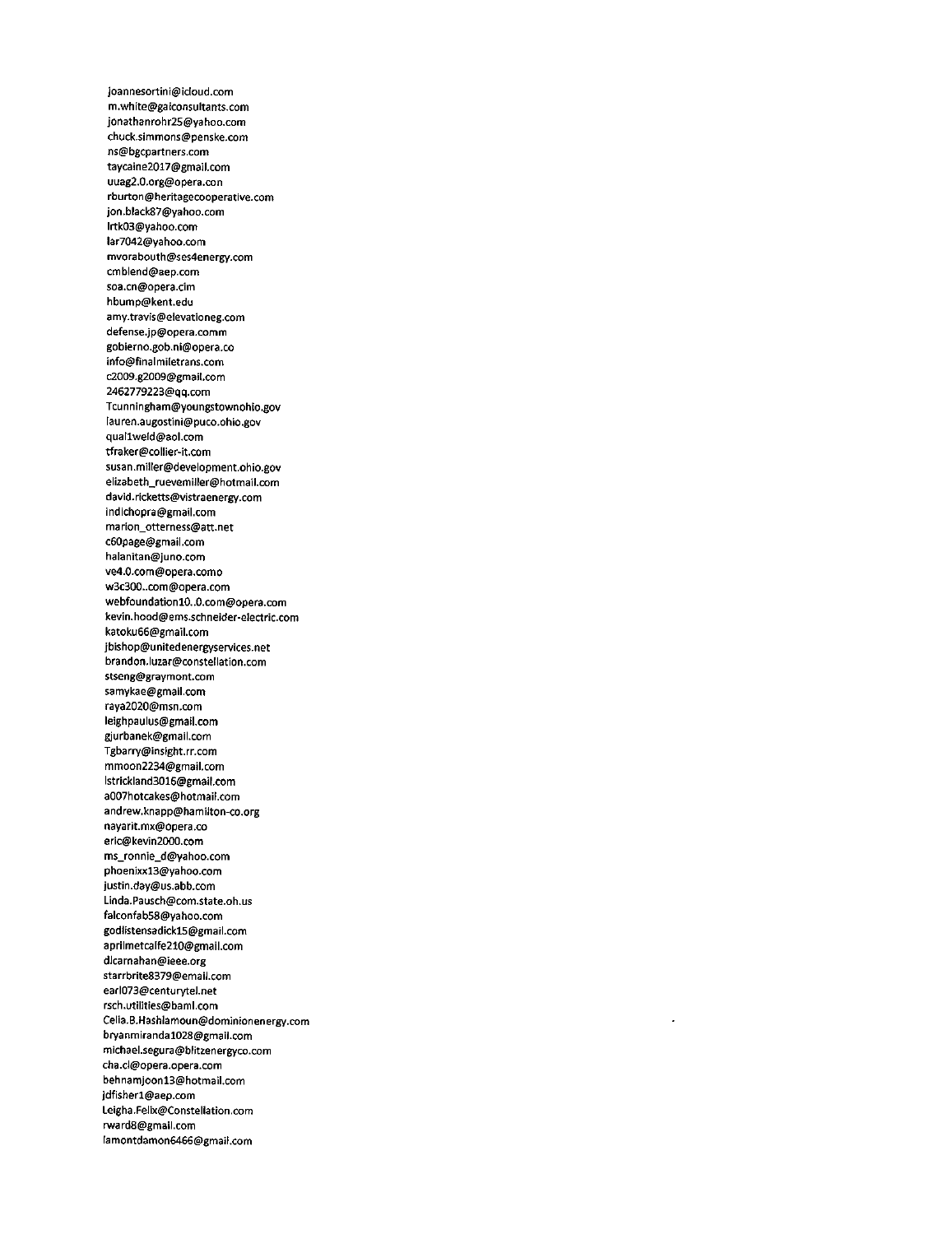joannesortini@icloud.com
m.white@gaiconsultants.com
jonathanrohr25@yahoo.com
chuck.simmons@penske.com
ns@bgcpartners.com
taycaine2017@gmail.com
uuag2.0.org@opera.con
rburton@heritagecooperative.com
jon.black87@yahoo.com
lrtk03@yahoo.com
lar7042@yahoo.com
mvorabouth@ses4energy.com
cmblend@aep.com
soa.cn@opera.clm
hbump@kent.edu
amy.travis@elevationeg.com
defense.jp@opera.comm
gobierno.gob.ni@opera.co
info@finalmiletrans.com
c2009.g2009@gmail.com
2462779223@qq.com
Tcunningham@youngstownohio.gov
lauren.augostini@puco.ohio.gov
qual1weld@aol.com
tfraker@collier-it.com
susan.miller@development.ohio.gov
elizabeth_ruevemiller@hotmail.com
david.ricketts@vistraenergy.com
indichopra@gmail.com
marion_otterness@att.net
c60page@gmail.com
halanitan@juno.com
ve4.0.com@opera.como
w3c300..com@opera.com
webfoundation10..0.com@opera.com
kevin.hood@ems.schneider-electric.com
katoku66@gmail.com
jbishop@unitedenergyservices.net
brandon.luzar@constellation.com
stseng@graymont.com
samykae@gmail.com
raya2020@msn.com
leighpaulus@gmail.com
gjurbanek@gmail.com
Tgbarry@insight.rr.com
mmoon2234@gmail.com
lstrickland3016@gmail.com
a007hotcakes@hotmail.com
andrew.knapp@hamilton-co.org
nayarit.mx@opera.co
eric@kevin2000.com
ms_ronnie_d@yahoo.com
phoenixx13@yahoo.com
justin.day@us.abb.com
Linda.Pausch@com.state.oh.us
falconfab58@yahoo.com
godlistensadick15@gmail.com
aprilmetcalfe210@gmail.com
dlcarnahan@ieee.org
starrbrite8379@email.com
earl073@centurytel.net
rsch.utilities@baml.com
Celia.B.Hashlamoun@dominionenergy.com
bryanmiranda1028@gmail.com
michael.segura@blitzenergyco.com
cha.cl@opera.opera.com
behnamjoon13@hotmail.com
jdfisher1@aep.com
Leigha.Felix@Constellation.com
rward8@gmail.com
lamontdamon6466@gmail.com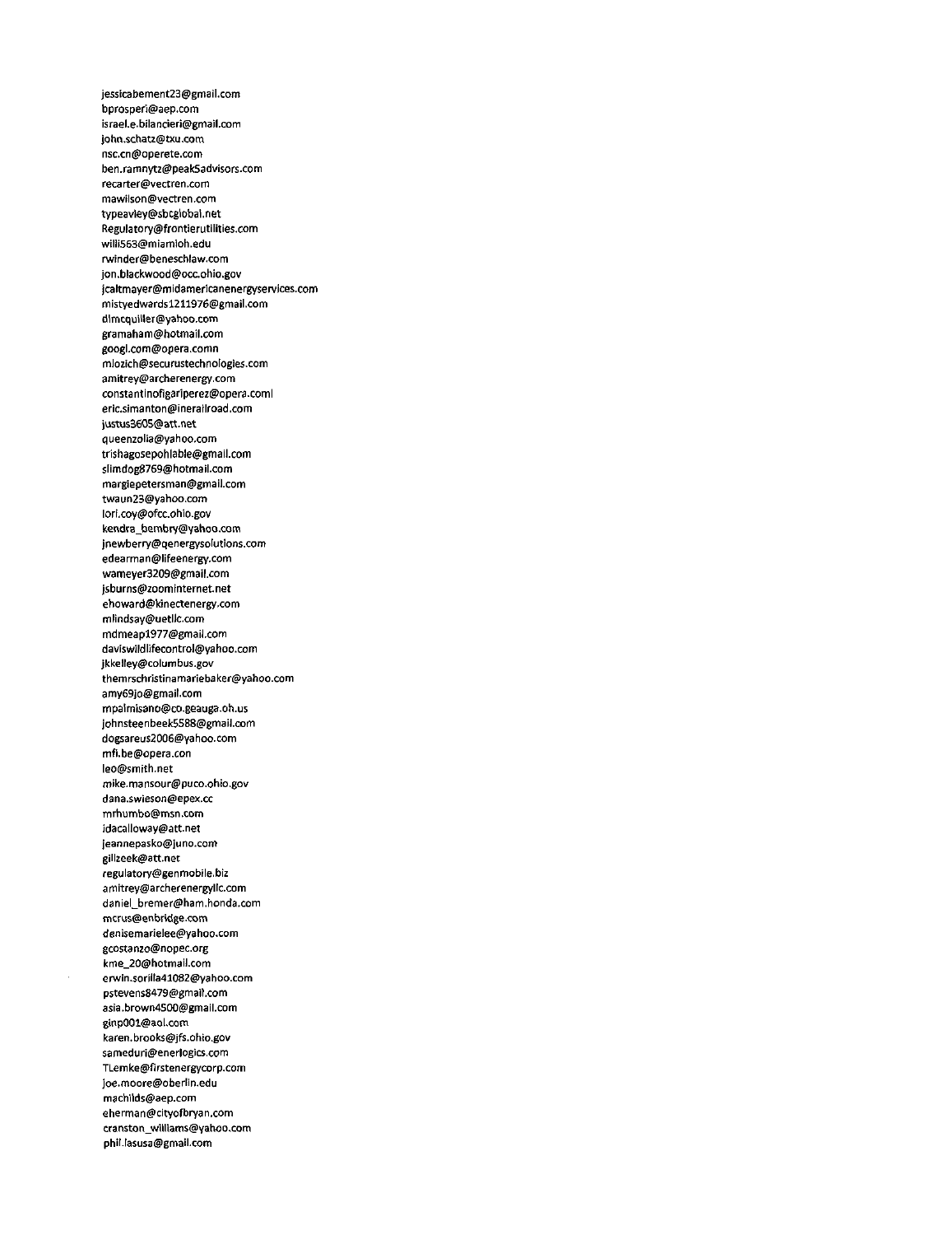jessicabement23@gmail.com
bprosperi@aep.com
israel.e.bilancieri@gmail.com
john.schatz@txu.com
nsc.cn@operete.com
ben.ramnytz@peak5advisors.com
recarter@vectren.com
mawilson@vectren.com
typeavley@sbcglobal.net
Regulatory@frontierutilities.com
willi563@miamioh.edu
rwinder@beneschlaw.com
jon.blackwood@occ.ohio.gov
jcaltmayer@midamericanenergyservices.com
mistyedwards1211976@gmail.com
dlmcquiller@yahoo.com
gramaham@hotmail.com
googl.com@opera.comn
mlozich@securustechnologies.com
amitrey@archerenergy.com
constantinofigariperez@opera.coml
eric.simanton@inerailroad.com
justus3605@att.net
queenzolia@yahoo.com
trishagosepohlable@gmail.com
slimdog8769@hotmail.com
margiepetersman@gmail.com
twaun23@yahoo.com
lori.coy@ofcc.ohio.gov
kendra_bembry@yahoo.com
jnewberry@qenergysolutions.com
edearman@lifeenergy.com
wameyer3209@gmail.com
jsburns@zoominternet.net
ehoward@kinectenergy.com
mlindsay@uetllc.com
mdmeap1977@gmail.com
daviswildlifecontrol@yahoo.com
jkkelley@columbus.gov
themrschristinamariebaker@yahoo.com
amy69jo@gmail.com
mpalmisano@co.geauga.oh.us
johnsteenbeek5588@gmail.com
dogsareus2006@yahoo.com
mfi.be@opera.con
leo@smith.net
mike.mansour@puco.ohio.gov
dana.swieson@epex.cc
mrhumbo@msn.com
idacalloway@att.net
jeannepasko@juno.com
gillzeek@att.net
regulatory@genmobile.biz
amitrey@archerenergyllc.com
daniel_bremer@ham.honda.com
mcrus@enbridge.com
denisemarielee@yahoo.com
gcostanzo@nopec.org
kme_20@hotmail.com
erwin.sorilla41082@yahoo.com
pstevens8479@gmail.com
asia.brown4500@gmail.com
ginp001@aol.com
karen.brooks@jfs.ohio.gov
sameduri@enerlogics.com
TLemke@firstenergycorp.com
joe.moore@oberlin.edu
machilds@aep.com
eherman@cityofbryan.com
cranston_williams@yahoo.com
phil.lasusa@gmail.com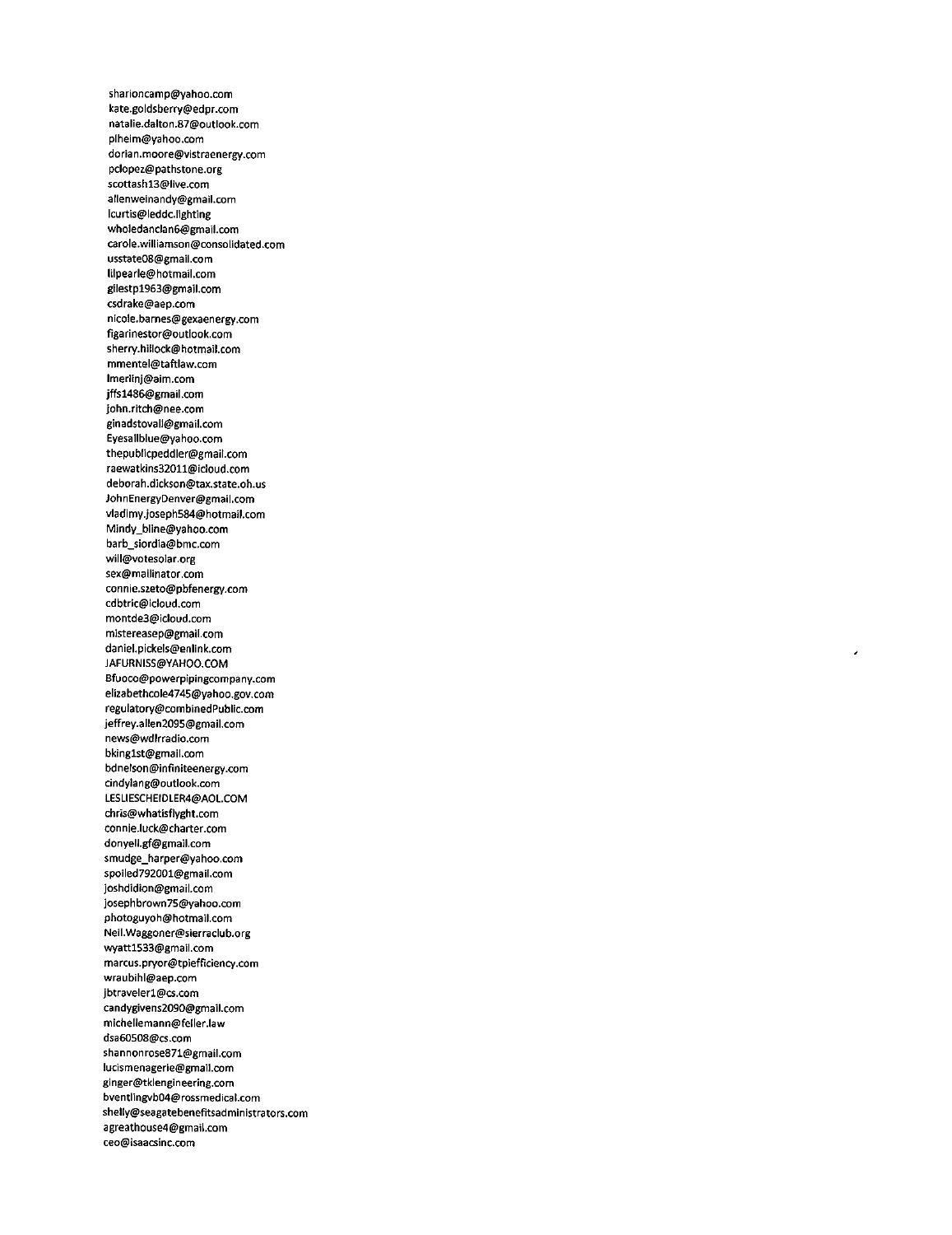sharioncamp@yahoo.com
kate.goldsberry@edpr.com
natalie.dalton.87@outlook.com
plheim@yahoo.com
dorian.moore@vistraenergy.com
pclopez@pathstone.org
scottash13@live.com
allenweinandy@gmail.com
lcurtis@leddc.lighting
wholedanclan6@gmail.com
carole.williamson@consolidated.com
usstate08@gmail.com
lilpearle@hotmail.com
gilestp1963@gmail.com
csdrake@aep.com
nicole.barnes@gexaenergy.com
figarinestor@outlook.com
sherry.hillock@hotmail.com
mmentel@taftlaw.com
lmerlinj@aim.com
jffs1486@gmail.com
john.ritch@nee.com
ginadstovall@gmail.com
Eyesallblue@yahoo.com
thepublicpeddler@gmail.com
raewatkins32011@icloud.com
deborah.dickson@tax.state.oh.us
JohnEnergyDenver@gmail.com
vladimy.joseph584@hotmail.com
Mindy_bline@yahoo.com
barb_siordia@bmc.com
will@votesolar.org
sex@mailinator.com
connie.szeto@pbfenergy.com
cdbtric@icloud.com
montde3@icloud.com
mistereasep@gmail.com
daniel.pickels@enlink.com
JAFURNISS@YAHOO.COM
Bfuoco@powerpipingcompany.com
elizabethcole4745@yahoo.gov.com
regulatory@combinedPublic.com
jeffrey.allen2095@gmail.com
news@wdlrradio.com
bking1st@gmail.com
bdnelson@infiniteenergy.com
cindylang@outlook.com
LESLIESCHEIDLER4@AOL.COM
chris@whatisflyght.com
connie.luck@charter.com
donyell.gf@gmail.com
smudge_harper@yahoo.com
spoiled792001@gmail.com
joshdidion@gmail.com
josephbrown75@yahoo.com
photoguyoh@hotmail.com
Neil.Waggoner@sierraclub.org
wyatt1533@gmail.com
marcus.pryor@tpiefficiency.com
wraubihl@aep.com
jbtraveler1@cs.com
candygivens2090@gmail.com
michellemann@feller.law
dsa60508@cs.com
shannonrose871@gmail.com
lucismenagerie@gmail.com
ginger@tklengineering.com
bventlingvb04@rossmedical.com
shelly@seagatebenefitsadministrators.com
agreathouse4@gmail.com
ceo@isaacsinc.com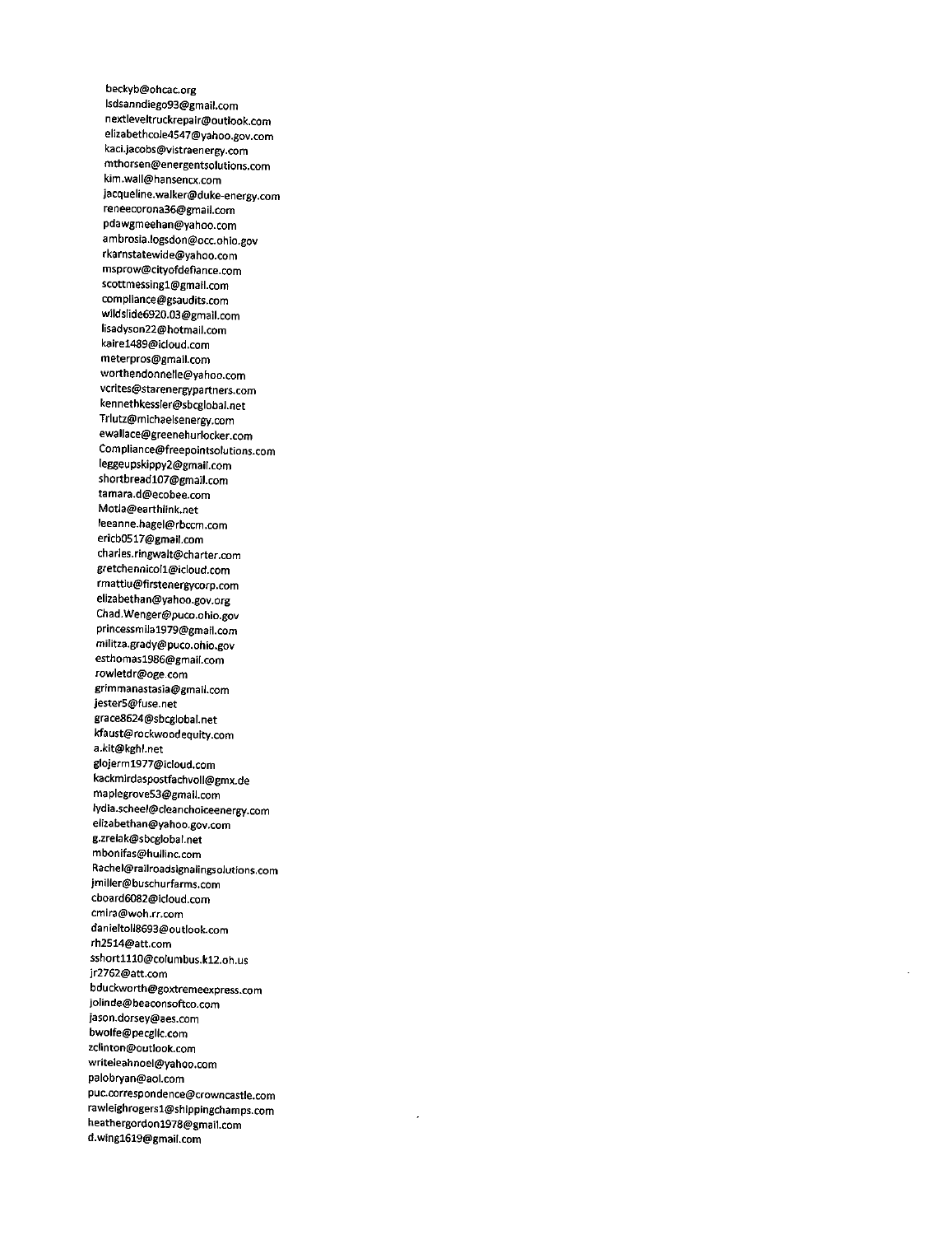beckyb@ohcac.org
lsdsanndiego93@gmail.com
nextleveltruckrepair@outlook.com
elizabethcole4547@yahoo.gov.com
kaci.jacobs@vistraenergy.com
mthorsen@energentsolutions.com
kim.wall@hansencx.com
jacqueline.walker@duke-energy.com
reneecorona36@gmail.com
pdawgmeehan@yahoo.com
ambrosia.logsdon@occ.ohio.gov
rkarnstatewide@yahoo.com
msprow@cityofdefiance.com
scottmessing1@gmail.com
compliance@gsaudits.com
wildslide6920.03@gmail.com
lisadyson22@hotmail.com
kaire1489@icloud.com
meterpros@gmail.com
worthendonnelle@yahoo.com
vcrites@starenergypartners.com
kennethkessler@sbcglobal.net
Trlutz@michaelsenergy.com
ewallace@greenehurlocker.com
Compliance@freepointsolutions.com
leggeupskippy2@gmail.com
shortbread107@gmail.com
tamara.d@ecobee.com
Motla@earthlink.net
leeanne.hagel@rbccm.com
ericb0517@gmail.com
charles.ringwalt@charter.com
gretchennicol1@icloud.com
rmattiu@firstenergycorp.com
elizabethan@yahoo.gov.org
Chad.Wenger@puco.ohio.gov
princessmila1979@gmail.com
militza.grady@puco.ohio.gov
esthomas1986@gmail.com
rowletdr@oge.com
grimmanastasia@gmail.com
jester5@fuse.net
grace8624@sbcglobal.net
kfaust@rockwoodequity.com
a.kit@kghl.net
glojerm1977@icloud.com
kackmirdaspostfachvoll@gmx.de
maplegrove53@gmail.com
lydia.scheel@cleanchoiceenergy.com
elizabethan@yahoo.gov.com
g.zrelak@sbcglobal.net
mbonifas@hullinc.com
Rachel@railroadsignalingsolutions.com
jmiller@buschurfarms.com
cboard6082@icloud.com
cmira@woh.rr.com
danieltoll8693@outlook.com
rh2514@att.com
sshort1110@columbus.k12.oh.us
jr2762@att.com
bduckworth@goxtremeexpress.com
jolinde@beaconsoftco.com
jason.dorsey@aes.com
bwolfe@pecgllc.com
zclinton@outlook.com
writeleahnoel@yahoo.com
palobryan@aol.com
puc.correspondence@crowncastle.com
rawleighrogers1@shippingchamps.com
heathergordon1978@gmail.com
d.wing1619@gmail.com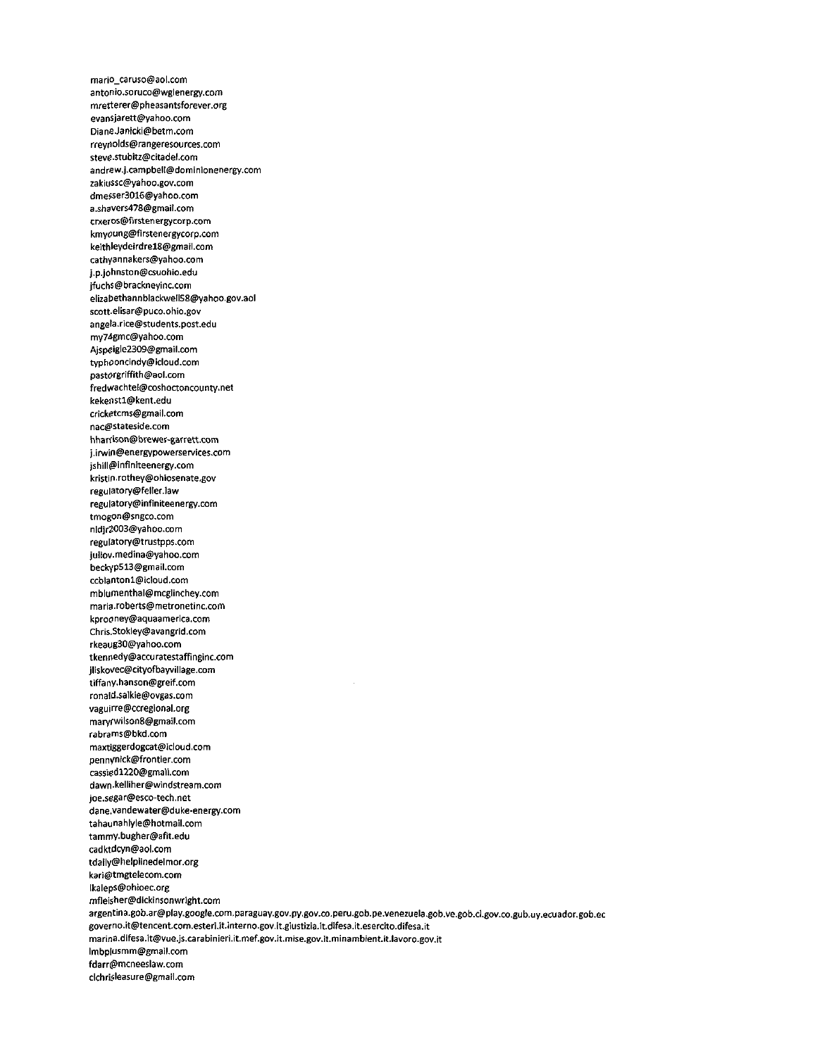mario_caruso@aol.com
antonio.soruco@wglenergy.com
mretterer@pheasantsforever.org
evansjarett@yahoo.com
Diane.Janicki@betm.com
rreynolds@rangeresources.com
steve.stubitz@citadel.com
andrew.j.campbell@dominionenergy.com
zakiussc@yahoo.gov.com
dmesser3016@yahoo.com
a.shavers478@gmail.com
crxeros@firstenergycorp.com
kmyoung@firstenergycorp.com
keithleydeirdre18@gmail.com
cathyannakers@yahoo.com
j.p.johnston@csuohio.edu
jfuchs@brackneyinc.com
elizabethannblackwell58@yahoo.gov.aol
scott.elisar@puco.ohio.gov
angela.rice@students.post.edu
my74gmc@yahoo.com
Ajspeigle2309@gmail.com
typhooncindy@icloud.com
pastorgriffith@aol.com
fredwachtel@coshoctoncounty.net
kekenst1@kent.edu
cricketcms@gmail.com
nac@stateside.com
hharrison@brewer-garrett.com
j.irwin@energypowerservices.com
jshill@infiniteenergy.com
kristin.rothey@ohiosenate.gov
regulatory@feller.law
regulatory@infiniteenergy.com
tmogon@sngco.com
nldjr2003@yahoo.com
regulatory@trustpps.com
juliov.medina@yahoo.com
beckyp513@gmail.com
ccblanton1@icloud.com
mblumenthal@mcglinchey.com
maria.roberts@metronetinc.com
kprooney@aquaamerica.com
Chris.Stokley@avangrid.com
rkeaug30@yahoo.com
tkennedy@accuratestaffinginc.com
jliskovec@cityofbayvillage.com
tiffany.hanson@greif.com
ronald.salkie@ovgas.com
vaguirre@ccregional.org
maryrwilson8@gmail.com
rabrams@bkd.com
maxtiggerdogcat@icloud.com
pennynick@frontier.com
cassied1220@gmail.com
dawn.kelliher@windstream.com
joe.segar@esco-tech.net
dane.vandewater@duke-energy.com
tahaunahlyle@hotmail.com
tammy.bugher@afit.edu
cadktdcyn@aol.com
tdaily@helplinedelmor.org
kari@tmgtelecom.com
lkaleps@ohioec.org
mfleisher@dickinsonwright.com
argentina.gob.ar@play.google.com.paraguay.gov.py.gov.co.peru.gob.pe.venezuela.gob.ve.gob.cl.gov.co.gub.uy.ecuador.gob.ec
governo.it@tencent.com.esteri.it.interno.gov.it.giustizia.it.difesa.it.esercito.difesa.it
marina.difesa.it@vue.js.carabinieri.it.mef.gov.it.mise.gov.it.minambient.it.lavoro.gov.it
lmbplusmm@gmail.com
fdarr@mcneeslaw.com
clchrisleasure@gmail.com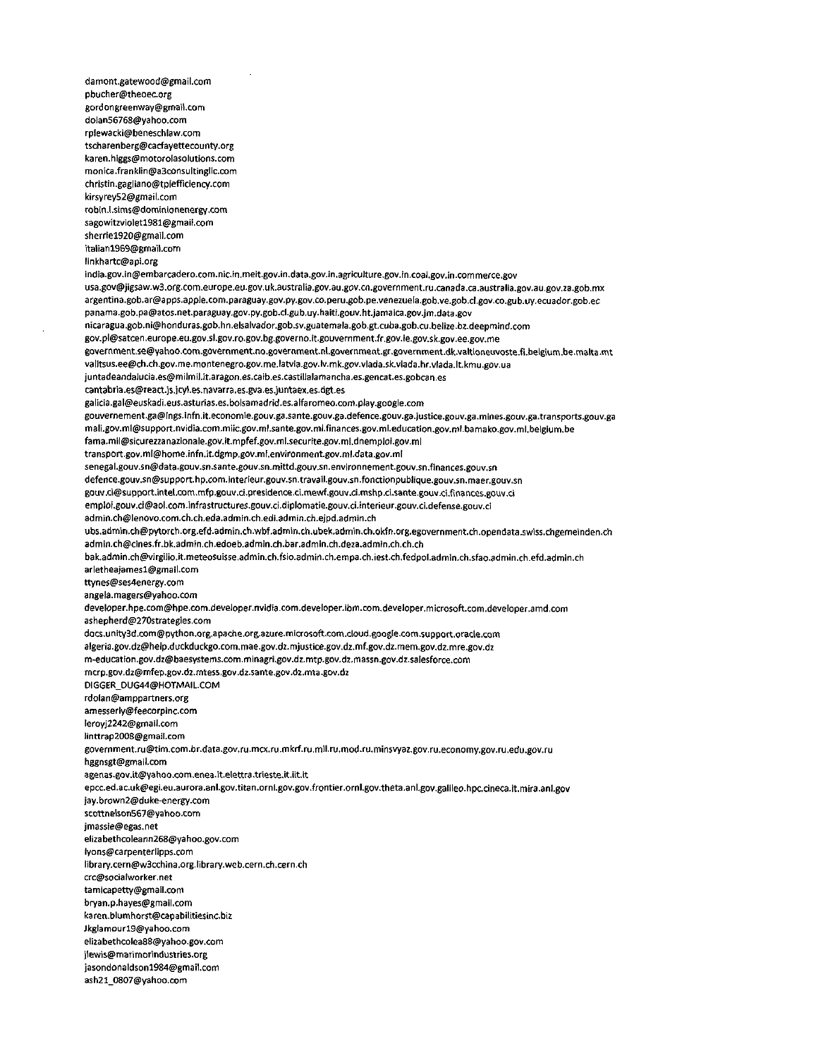damont.gatewood@gmail.com
pbucher@theoec.org
gordongreenway@gmail.com
dolan56768@yahoo.com
rplewacki@beneschlaw.com
tscharenberg@cacfayettecounty.org
karen.higgs@motorolasolutions.com
monica.franklin@a3consultingllc.com
christin.gagliano@tpiefficiency.com
kirsyrey52@gmail.com
robin.l.sims@dominionenergy.com
sagowitzviolet1981@gmail.com
sherrie1920@gmail.com
italian1969@gmail.com
linkhartc@api.org
india.gov.in@embarcadero.com.nic.in.meit.gov.in.data.gov.in.agriculture.gov.in.coal.gov.in.commerce.gov
usa.gov@jigsaw.w3.org.com.europe.eu.gov.uk.australia.gov.au.gov.cn.government.ru.canada.ca.australia.gov.au.gov.za.gob.mx
argentina.gob.ar@apps.apple.com.paraguay.gov.py.gov.co.peru.gob.pe.venezuela.gob.ve.gob.cl.gov.co.gub.uy.ecuador.gob.ec
panama.gob.pa@atos.net.paraguay.gov.py.gob.cl.gub.uy.haiti.gouv.ht.jamaica.gov.jm.data.gov
nicaragua.gob.ni@honduras.gob.hn.elsalvador.gob.sv.guatemala.gob.gt.cuba.gob.cu.belize.bz.deepmind.com
gov.pl@satcen.europe.eu.gov.si.gov.ro.gov.bg.governo.it.gouvernment.fr.gov.ie.gov.sk.gov.ee.gov.me
government.se@yahoo.com.government.no.government.nl.government.gr.government.dk.valtioneuvoste.fi.belgium.be.malta.mt
valitsus.ee@ch.ch.gov.me.montenegro.gov.me.latvia.gov.lv.mk.gov.vlada.sk.vlada.hr.vlada.lt.kmu.gov.ua
juntadeandalucia.es@milmil.it.aragon.es.caib.es.castillalamancha.es.gencat.es.gobcan.es
cantabria.es@react.js.jcyl.es.navarra.es.gva.es.juntaex.es.dgt.es
galicia.gal@euskadi.eus.asturias.es.bolsamadrid.es.alfaromeo.com.play.google.com
gouvernement.ga@lngs.infn.it.economie.gouv.ga.sante.gouv.ga.defence.gouv.ga.justice.gouv.ga.mines.gouv.ga.transports.gouv.ga
mali.gov.ml@support.nvidia.com.miic.gov.ml.sante.gov.ml.finances.gov.ml.education.gov.ml.bamako.gov.ml.belgium.be
fama.mil@sicurezzanazionale.gov.it.mpfef.gov.ml.securite.gov.ml.dnemploi.gov.ml
transport.gov.ml@home.infn.it.dgmp.gov.ml.environment.gov.ml.data.gov.ml
senegal.gouv.sn@data.gouv.sn.sante.gouv.sn.mittd.gouv.sn.environnement.gouv.sn.finances.gouv.sn
defence.gouv.sn@support.hp.com.interieur.gouv.sn.travail.gouv.sn.fonctionpublique.gouv.sn.maer.gouv.sn
gouv.ci@support.intel.com.mfp.gouv.ci.presidence.ci.mewf.gouv.ci.mshp.ci.sante.gouv.ci.finances.gouv.ci
emploi.gouv.ci@aol.com.infrastructures.gouv.ci.diplomatie.gouv.ci.interieur.gouv.ci.defense.gouv.ci
admin.ch@lenovo.com.ch.ch.eda.admin.ch.edi.admin.ch.ejpd.admin.ch
ubs.admin.ch@pytorch.org.efd.admin.ch.wbf.admin.ch.ubek.admin.ch.okfn.org.egovernment.ch.opendata.swiss.chgemeinden.ch
admin.ch@cines.fr.bk.admin.ch.edoeb.admin.ch.bar.admin.ch.deza.admin.ch.ch.ch
bak.admin.ch@virgilio.it.meteosuisse.admin.ch.fsio.admin.ch.empa.ch.iest.ch.fedpol.admin.ch.sfao.admin.ch.efd.admin.ch
arletheajames1@gmail.com
ttynes@ses4energy.com
angela.magers@yahoo.com
developer.hpe.com@hpe.com.developer.nvidia.com.developer.ibm.com.developer.microsoft.com.developer.amd.com
ashepherd@270strategies.com
docs.unity3d.com@python.org.apache.org.azure.microsoft.com.cloud.google.com.support.oracle.com
algeria.gov.dz@help.duckduckgo.com.mae.gov.dz.mjustice.gov.dz.mf.gov.dz.mem.gov.dz.mre.gov.dz
m-education.gov.dz@baesystems.com.minagri.gov.dz.mtp.gov.dz.massn.gov.dz.salesforce.com
mcrp.gov.dz@mfep.gov.dz.mtess.gov.dz.sante.gov.dz.mta.gov.dz
DIGGER_DUG44@HOTMAIL.COM
rdolan@amppartners.org
amesserly@feecorpinc.com
leroyj2242@gmail.com
linttrap2008@gmail.com
government.ru@tim.com.br.data.gov.ru.mcx.ru.mkrf.ru.mil.ru.mod.ru.minsvyaz.gov.ru.economy.gov.ru.edu.gov.ru
hggnsgt@gmail.com
agenas.gov.it@yahoo.com.enea.it.elettra.trieste.it.iit.it
epcc.ed.ac.uk@egi.eu.aurora.anl.gov.titan.ornl.gov.gov.frontier.ornl.gov.theta.anl.gov.galileo.hpc.cineca.it.mira.anl.gov
jay.brown2@duke-energy.com
scottnelson567@yahoo.com
jmassie@egas.net
elizabethcoleann268@yahoo.gov.com
lyons@carpenterlipps.com
library.cern@w3cchina.org.library.web.cern.ch.cern.ch
crc@socialworker.net
tamicapetty@gmail.com
bryan.p.hayes@gmail.com
karen.blumhorst@capabilitiesinc.biz
Jkglamour19@yahoo.com
elizabethcolea88@yahoo.gov.com
jlewis@marimorindustries.org
jasondonaldson1984@gmail.com
ash21_0807@yahoo.com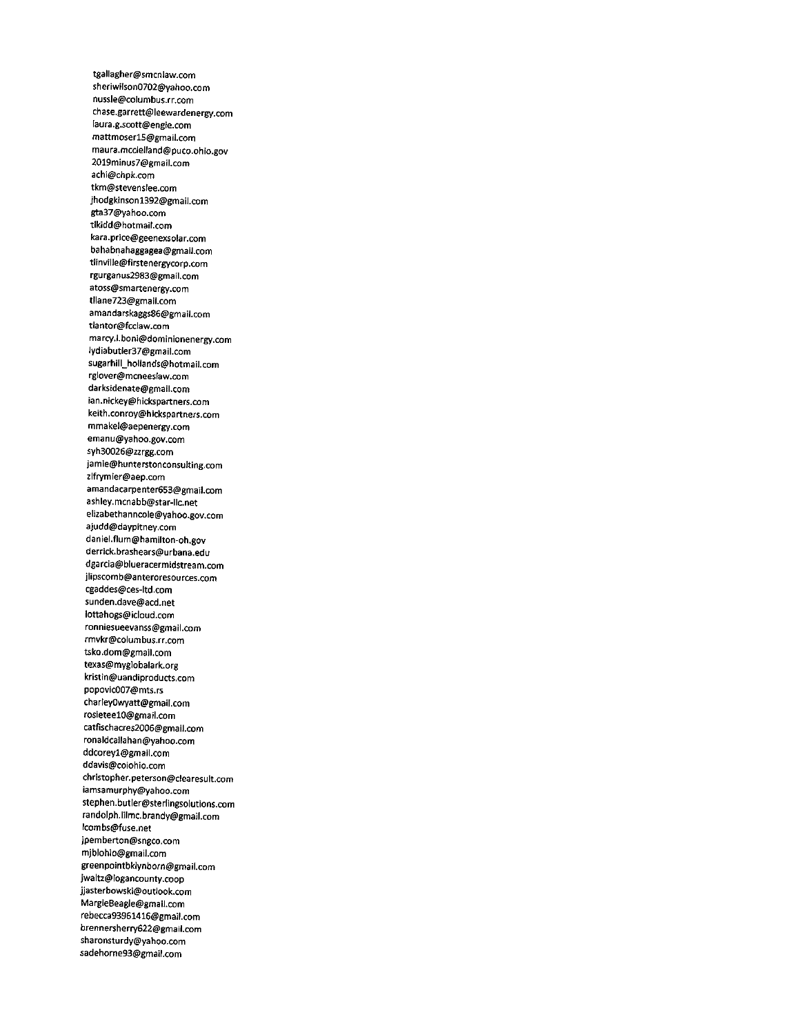tgallagher@smcnlaw.com
sheriwilson0702@yahoo.com
nussle@columbus.rr.com
chase.garrett@leewardenergy.com
laura.g.scott@engie.com
mattmoser15@gmail.com
maura.mcclelland@puco.ohio.gov
2019minus7@gmail.com
achi@chpk.com
tkm@stevenslee.com
jhodgkinson1392@gmail.com
gta37@yahoo.com
tlkidd@hotmail.com
kara.price@geenexsolar.com
bahabnahaggagea@gmail.com
tlinville@firstenergycorp.com
rgurganus2983@gmail.com
atoss@smartenergy.com
tllane723@gmail.com
amandarskaggs86@gmail.com
tlantor@fcclaw.com
marcy.l.boni@dominionenergy.com
lydiabutler37@gmail.com
sugarhill_hollands@hotmail.com
rglover@mcneeslaw.com
darksidenate@gmail.com
ian.nickey@hickspartners.com
keith.conroy@hickspartners.com
mmakel@aepenergy.com
emanu@yahoo.gov.com
syh30026@zzrgg.com
jamie@hunterstonconsulting.com
zlfrymier@aep.com
amandacarpenter653@gmail.com
ashley.mcnabb@star-llc.net
elizabethanncole@yahoo.gov.com
ajudd@daypitney.com
daniel.flum@hamilton-oh.gov
derrick.brashears@urbana.edu
dgarcia@blueracermidstream.com
jlipscomb@anteroresources.com
cgaddes@ces-ltd.com
sunden.dave@acd.net
lottahogs@icloud.com
ronniesueevanss@gmail.com
rmvkr@columbus.rr.com
tsko.dom@gmail.com
texas@myglobalark.org
kristin@uandiproducts.com
popovic007@mts.rs
charley0wyatt@gmail.com
rosietee10@gmail.com
catfischacres2006@gmail.com
ronaldcallahan@yahoo.com
ddcorey1@gmail.com
ddavis@coiohio.com
christopher.peterson@clearesult.com
iamsamurphy@yahoo.com
stephen.butler@sterlingsolutions.com
randolph.lllmc.brandy@gmail.com
lcombs@fuse.net
jpemberton@sngco.com
mjblohio@gmail.com
greenpointbklynborn@gmail.com
jwaltz@logancounty.coop
jjasterbowski@outlook.com
MargieBeagle@gmail.com
rebecca93961416@gmail.com
brennersherry622@gmail.com
sharonsturdy@yahoo.com
sadehorne93@gmail.com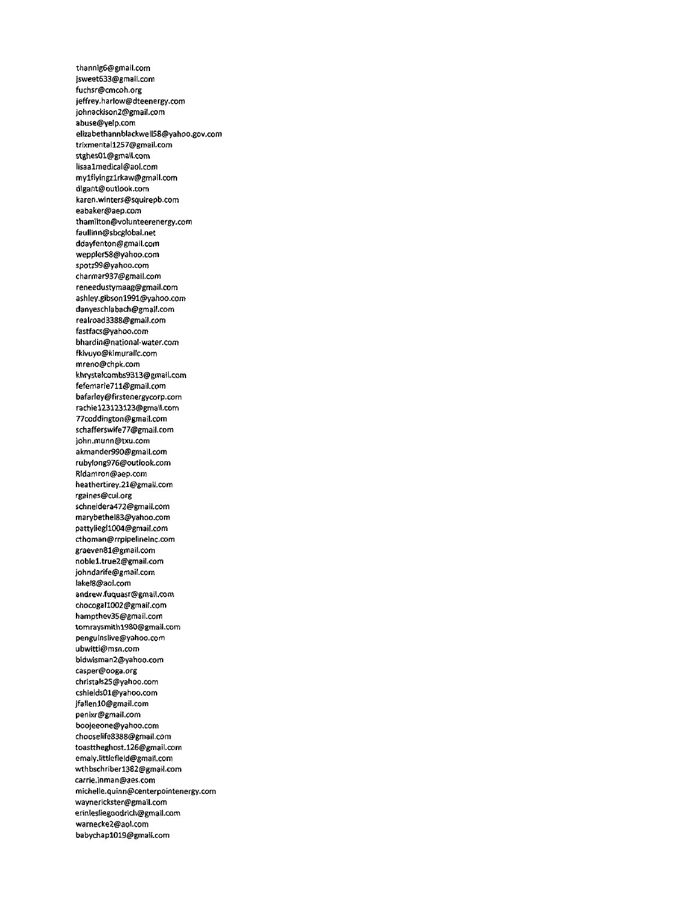thannig6@gmail.com
jsweet633@gmail.com
fuchsr@cmcoh.org
jeffrey.harlow@dteenergy.com
johnackison2@gmail.com
abuse@yelp.com
elizabethannblackwell58@yahoo.gov.com
trixmental1257@gmail.com
stghes01@gmail.com
lisaa1medical@aol.com
my1flyingz1rkaw@gmail.com
dlgant@outlook.com
karen.winters@squirepb.com
eabaker@aep.com
thamilton@volunteerenergy.com
faullinn@sbcglobal.net
ddayfenton@gmail.com
weppler58@yahoo.com
spotz99@yahoo.com
charmar937@gmail.com
reneedustymaag@gmail.com
ashley.gibson1991@yahoo.com
danyeschlabach@gmail.com
realroad3388@gmail.com
fastfacs@yahoo.com
bhardin@national-water.com
fkivuyo@kimurallc.com
mreno@chpk.com
khrystalcombs9313@gmail.com
fefemarie711@gmail.com
bafarley@firstenergycorp.com
rachie123123123@gmail.com
77coddington@gmail.com
schafferswife77@gmail.com
john.munn@txu.com
akmander990@gmail.com
rubylong976@outlook.com
Rldamron@aep.com
heathertirey.21@gmail.com
rgaines@cul.org
schneidera472@gmail.com
marybethel83@yahoo.com
pattyliegl1004@gmail.com
cthoman@rrpipelineinc.com
graeven81@gmail.com
noble1.true2@gmail.com
johndarife@gmail.com
lakel8@aol.com
andrew.fuquasr@gmail.com
chocogal1002@gmail.com
hampthev35@gmail.com
tomraysmith1980@gmail.com
penguinslive@yahoo.com
ubwitti@msn.com
bidwisman2@yahoo.com
casper@ooga.org
christals25@yahoo.com
cshields01@yahoo.com
jfallen10@gmail.com
penixr@gmail.com
boojeeone@yahoo.com
chooselife8388@gmail.com
toasttheghost.126@gmail.com
emaly.littlefield@gmail.com
wthbschriber1382@gmail.com
carrie.inman@aes.com
michelle.quinn@centerpointenergy.com
waynerickster@gmail.com
erinlesliegoodrich@gmail.com
warnecke2@aol.com
babychap1019@gmail.com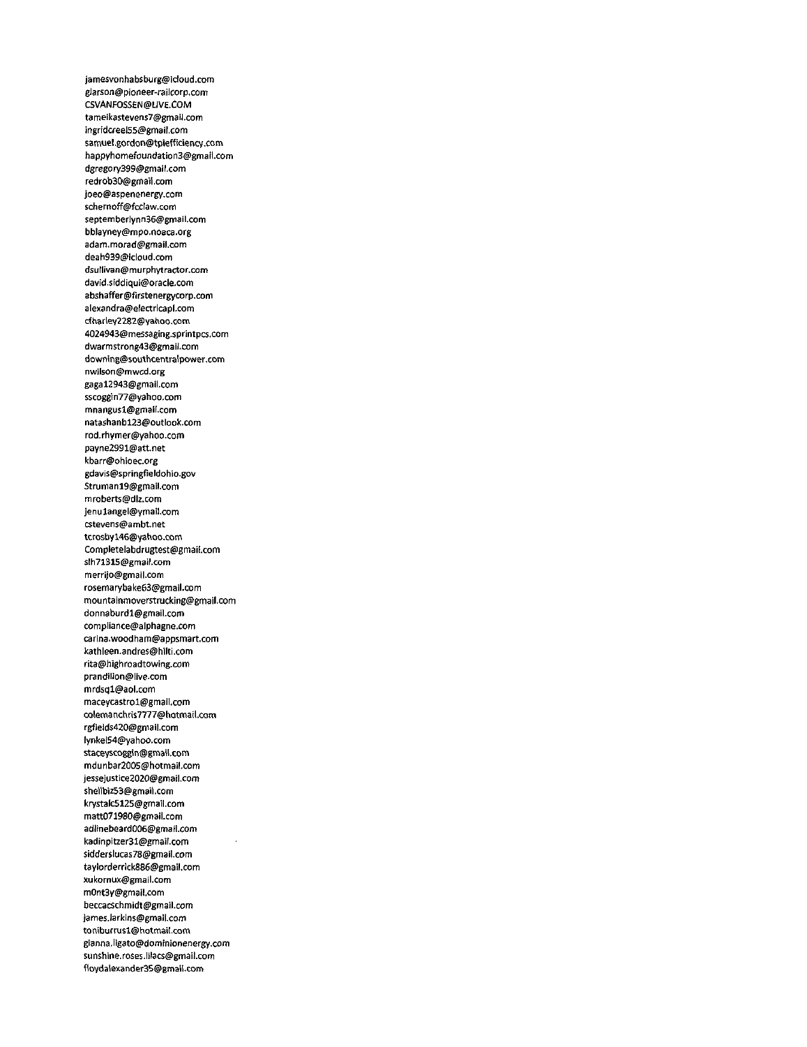jamesvonhabsburg@icloud.com
glarson@pioneer-railcorp.com
CSVANFOSSEN@LIVE.COM
tameikastevens7@gmail.com
ingridcreel55@gmail.com
samuel.gordon@tpiefficiency.com
happyhomefoundation3@gmail.com
dgregory399@gmail.com
redrob30@gmail.com
joeo@aspenenergy.com
schernoff@fcclaw.com
septemberlynn36@gmail.com
bblayney@mpo.noaca.org
adam.morad@gmail.com
deah939@icloud.com
dsullivan@murphytractor.com
david.siddiqui@oracle.com
abshaffer@firstenergycorp.com
alexandra@electricapl.com
cfharley2282@yahoo.com
4024943@messaging.sprintpcs.com
dwarmstrong43@gmail.com
downing@southcentralpower.com
nwilson@mwcd.org
gaga12943@gmail.com
sscoggin77@yahoo.com
mnangus1@gmail.com
natashanb123@outlook.com
rod.rhymer@yahoo.com
payne2991@att.net
kbarr@ohioec.org
gdavis@springfieldohio.gov
Struman19@gmail.com
mroberts@dlz.com
jenu1angel@ymail.com
cstevens@ambt.net
tcrosby146@yahoo.com
Completelabdrugtest@gmail.com
slh71315@gmail.com
merrijo@gmail.com
rosemarybake63@gmail.com
mountainmoverstrucking@gmail.com
donnaburd1@gmail.com
compliance@alphagne.com
carina.woodham@appsmart.com
kathleen.andres@hilti.com
rita@highroadtowing.com
prandillon@live.com
mrdsq1@aol.com
maceycastro1@gmail.com
colemanchris7777@hotmail.com
rgfields420@gmail.com
lynkel54@yahoo.com
staceyscoggin@gmail.com
mdunbar2005@hotmail.com
jessejustice2020@gmail.com
shellbiz53@gmail.com
krystalc5125@gmail.com
matt071980@gmail.com
adlinebeard006@gmail.com
kadinpitzer31@gmail.com
sidderslucas78@gmail.com
taylorderrick886@gmail.com
xukornux@gmail.com
m0nt3y@gmail.com
beccacschmidt@gmail.com
james.larkins@gmail.com
toniburrus1@hotmail.com
gianna.ligato@dominionenergy.com
sunshine.roses.lilacs@gmail.com
floydalexander35@gmail.com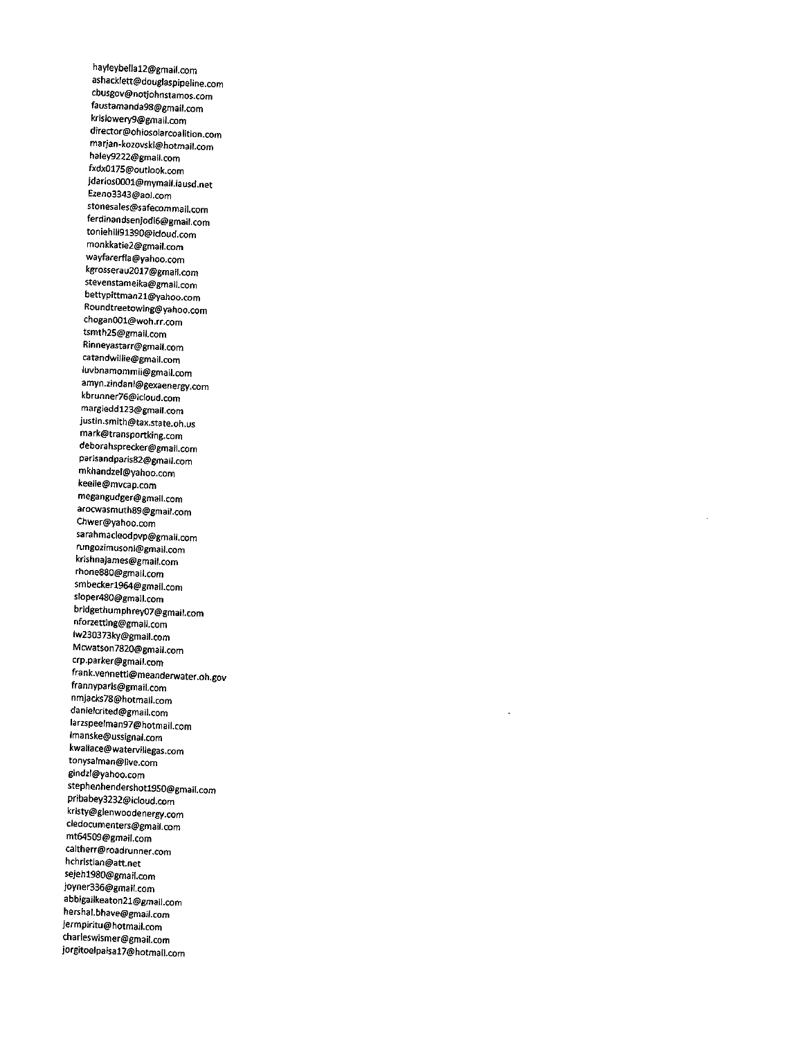hayleybella12@gmail.com
ashacklett@douglaspipeline.com
cbusgov@notjohnstamos.com
faustamanda98@gmail.com
krislowery9@gmail.com
director@ohiosolarcoalition.com
marjan-kozovski@hotmail.com
haley9222@gmail.com
fxdx0175@outlook.com
jdarios0001@mymail.lausd.net
Ezeno3343@aol.com
stonesales@safecommail.com
ferdinandsenjodi6@gmail.com
toniehill91390@icloud.com
monkkatie2@gmail.com
wayfarerfla@yahoo.com
kgrosserau2017@gmail.com
stevenstameika@gmail.com
bettypittman21@yahoo.com
Roundtreetowing@yahoo.com
chogan001@woh.rr.com
tsmth25@gmail.com
Rinneyastarr@gmail.com
catandwillie@gmail.com
luvbnamommii@gmail.com
amyn.zindani@gexaenergy.com
kbrunner76@icloud.com
margiedd123@gmail.com
justin.smith@tax.state.oh.us
mark@transportking.com
deborahsprecker@gmail.com
parisandparis82@gmail.com
mkhandzel@yahoo.com
keelie@mvcap.com
megangudger@gmail.com
arocwasmuth89@gmail.com
Chwer@yahoo.com
sarahmacleodpvp@gmail.com
rungozimusoni@gmail.com
krishnajames@gmail.com
rhone880@gmail.com
smbecker1964@gmail.com
sloper480@gmail.com
bridgethumphrey07@gmail.com
nforzetting@gmail.com
lw230373ky@gmail.com
Mcwatson7820@gmail.com
crp.parker@gmail.com
frank.vennetti@meanderwater.oh.gov
frannyparis@gmail.com
nmjacks78@hotmail.com
danielcrited@gmail.com
larzspeelman97@hotmail.com
lmanske@ussignal.com
kwallace@watervillegas.com
tonysalman@live.com
gindzl@yahoo.com
stephenhendershot1950@gmail.com
pribabey3232@icloud.com
kristy@glenwoodenergy.com
cledocumenters@gmail.com
mt64509@gmail.com
caltherr@roadrunner.com
hchristian@att.net
sejeh1980@gmail.com
joyner336@gmail.com
abbigailkeaton21@gmail.com
hershal.bhave@gmail.com
jermpiritu@hotmail.com
charleswismer@gmail.com
jorgitoelpaisa17@hotmail.com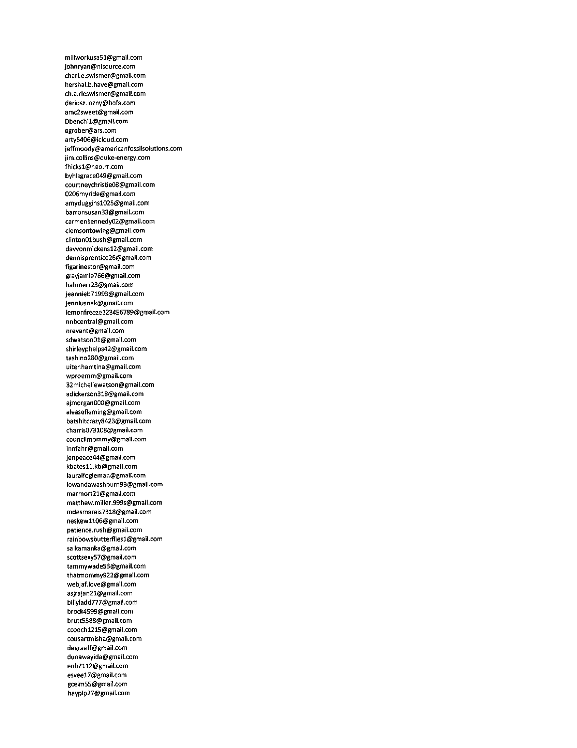millworkusa51@gmail.com
johnryan@nisource.com
charl.e.swismer@gmail.com
hershal.b.have@gmail.com
ch.a.rleswismer@gmail.com
dariusz.lozny@bofa.com
amc2sweet@gmail.com
Dbenchi1@gmail.com
egreber@ars.com
arty6406@icloud.com
jeffmoody@americanfossilsolutions.com
jim.collins@duke-energy.com
fhicks1@neo.rr.com
byhisgrace049@gmail.com
courtneychristie08@gmail.com
0206myride@gmail.com
amyduggins1025@gmail.com
barronsusan33@gmail.com
carmenkennedy02@gmail.com
clemsontowing@gmail.com
clinton01bush@gmail.com
davvonmickens12@gmail.com
dennisprentice26@gmail.com
figarinestor@gmail.com
grayjamie766@gmail.com
hahmerr23@gmail.com
jeannieb71993@gmail.com
jennlusnek@gmail.com
lemonfreeze123456789@gmail.com
nnbcentral@gmail.com
nrevant@gmail.com
sdwatson01@gmail.com
shirleyphelps42@gmail.com
tashino280@gmail.com
uitenhamtina@gmail.com
wproemm@gmail.com
32michellewatson@gmail.com
adickerson318@gmail.com
ajmorgan000@gmail.com
aleasefleming@gmail.com
batshitcrazy8423@gmail.com
charris073108@gmail.com
councilmommy@gmail.com
inmfahr@gmail.com
jenpeace44@gmail.com
kbates11.kb@gmail.com
lauralfogleman@gmail.com
lowandawashburn93@gmail.com
marmort21@gmail.com
matthew.miller.999s@gmail.com
mdesmarais7318@gmail.com
neskew1106@gmail.com
patience.rush@gmail.com
rainbowsbutterflies1@gmail.com
salkamanka@gmail.com
scottsexy57@gmail.com
tammywade53@gmail.com
thatmommy922@gmail.com
webjaf.love@gmail.com
asjrajan21@gmail.com
billyladd777@gmail.com
brock4599@gmail.com
brutt5588@gmail.com
ccooch1215@gmail.com
cousartmisha@gmail.com
degraaff@gmail.com
dunawayida@gmail.com
enb2112@gmail.com
esvee17@gmail.com
gcelm55@gmail.com
haypip27@gmail.com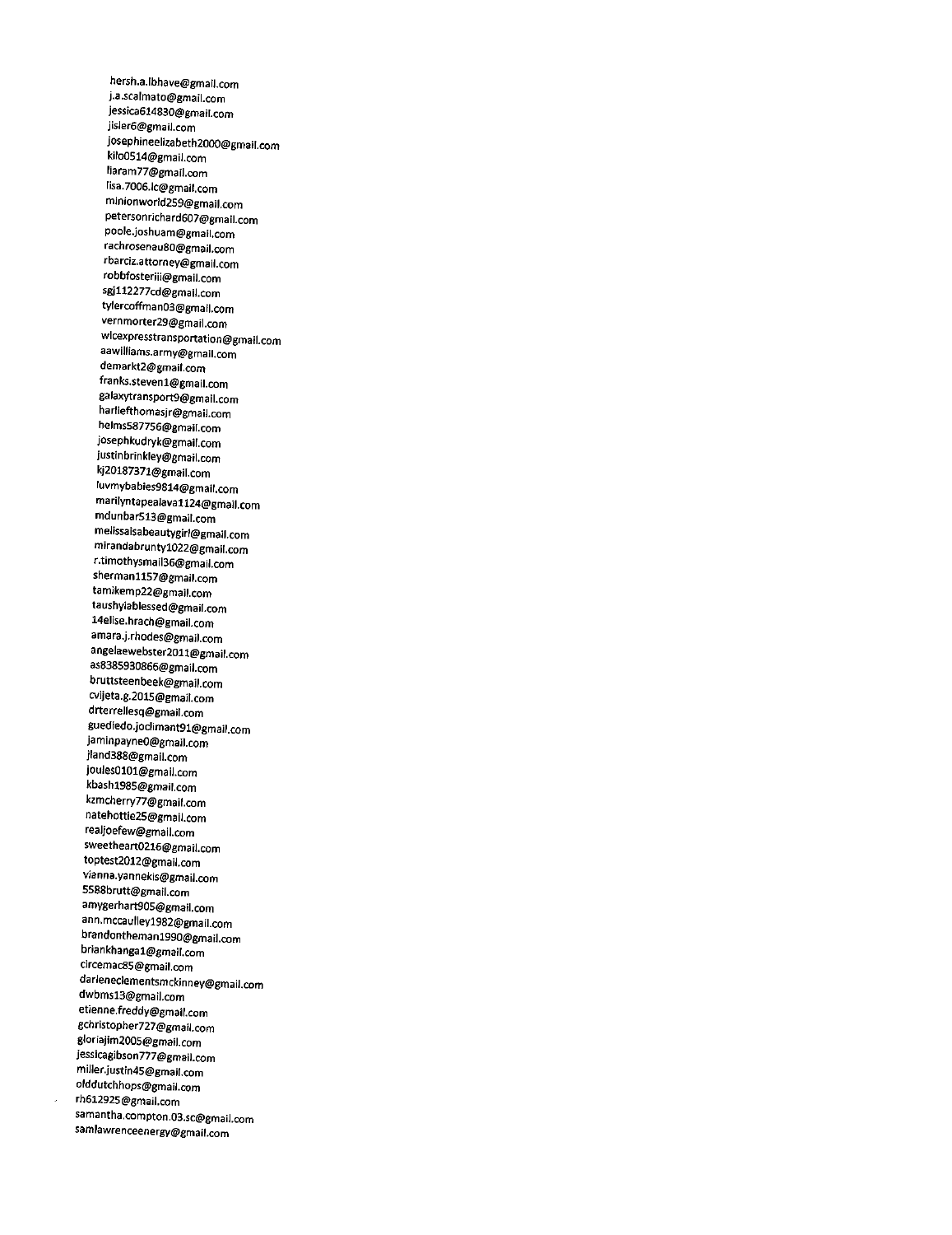hersh.a.lbhave@gmail.com
j.a.scalmato@gmail.com
jessica614830@gmail.com
jisler6@gmail.com
josephineelizabeth2000@gmail.com
kilo0514@gmail.com
liaram77@gmail.com
lisa.7006.lc@gmail.com
minionworld259@gmail.com
petersonrichard607@gmail.com
poole.joshuam@gmail.com
rachrosenau80@gmail.com
rbarciz.attorney@gmail.com
robbfosteriii@gmail.com
sgj112277cd@gmail.com
tylercoffman03@gmail.com
vernmorter29@gmail.com
wlcexpresstransportation@gmail.com
aawilliams.army@gmail.com
demarkt2@gmail.com
franks.steven1@gmail.com
galaxytransport9@gmail.com
harliefthomasjr@gmail.com
helms587756@gmail.com
josephkudryk@gmail.com
justinbrinkley@gmail.com
kj20187371@gmail.com
luvmybabies9814@gmail.com
marilyntapealava1124@gmail.com
mdunbar513@gmail.com
melissaisabeautygirl@gmail.com
mirandabrunty1022@gmail.com
r.timothysmall36@gmail.com
sherman1157@gmail.com
tamikemp22@gmail.com
taushyiablessed@gmail.com
14elise.hrach@gmail.com
amara.j.rhodes@gmail.com
angelaewebster2011@gmail.com
as8385930866@gmail.com
bruttsteenbeek@gmail.com
cvijeta.g.2015@gmail.com
drterrellesq@gmail.com
guediedo.joclimant91@gmail.com
jaminpayne0@gmail.com
jland388@gmail.com
joules0101@gmail.com
kbash1985@gmail.com
kzmcherry77@gmail.com
natehottie25@gmail.com
realjoefew@gmail.com
sweetheart0216@gmail.com
toptest2012@gmail.com
vianna.yannekis@gmail.com
5588brutt@gmail.com
amygerhart905@gmail.com
ann.mccaulley1982@gmail.com
brandontheman1990@gmail.com
briankhanga1@gmail.com
circemac85@gmail.com
darleneclementsmckinney@gmail.com
dwbms13@gmail.com
etienne.freddy@gmail.com
gchristopher727@gmail.com
gloriajim2005@gmail.com
jessicagibson777@gmail.com
miller.justin45@gmail.com
olddutchhops@gmail.com
rh612925@gmail.com
samantha.compton.03.sc@gmail.com
samlawrenceenergy@gmail.com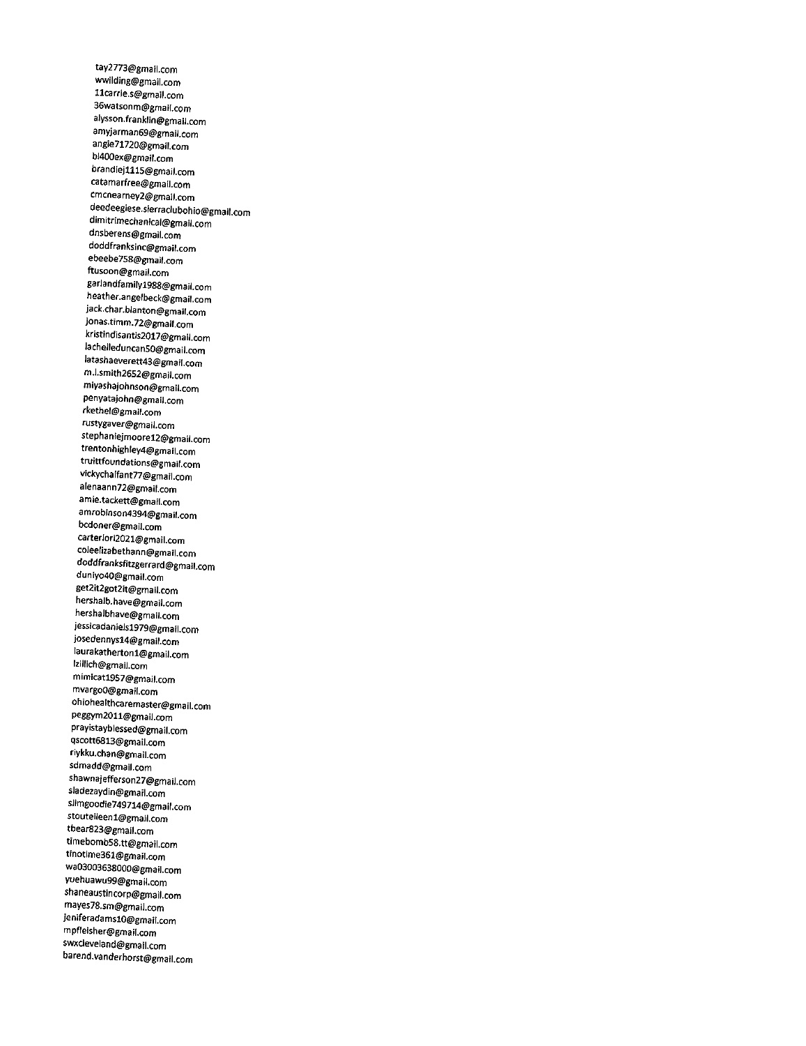tay2773@gmail.com
wwilding@gmail.com
11carrie.s@gmail.com
36watsonm@gmail.com
alysson.franklin@gmail.com
amyjarman69@gmail.com
angie71720@gmail.com
bl400ex@gmail.com
brandiej1115@gmail.com
catamarfree@gmail.com
cmcnearney2@gmail.com
deedeegiese.sierraclubohio@gmail.com
dimitrimechanical@gmail.com
dnsberens@gmail.com
doddfranksinc@gmail.com
ebeebe758@gmail.com
ftusoon@gmail.com
garlandfamily1988@gmail.com
heather.angelbeck@gmail.com
jack.char.blanton@gmail.com
jonas.timm.72@gmail.com
kristindisantis2017@gmail.com
lachelleduncan50@gmail.com
latashaeverett43@gmail.com
m.l.smith2652@gmail.com
miyashajohnson@gmail.com
penyatajohn@gmail.com
rkethel@gmail.com
rustygaver@gmail.com
stephaniejmoore12@gmail.com
trentonhighley4@gmail.com
truittfoundations@gmail.com
vickychalfant77@gmail.com
alenaann72@gmail.com
amie.tackett@gmail.com
amrobinson4394@gmail.com
bcdoner@gmail.com
carterlori2021@gmail.com
coleelizabethann@gmail.com
doddfranksfitzgerrard@gmail.com
duniyo40@gmail.com
get2it2got2it@gmail.com
hershalb.have@gmail.com
hershalbhave@gmail.com
jessicadaniels1979@gmail.com
josedennys14@gmail.com
laurakatherton1@gmail.com
lzillich@gmail.com
mimicat1957@gmail.com
mvargo0@gmail.com
ohiohealthcaremaster@gmail.com
peggym2011@gmail.com
prayistayblessed@gmail.com
qscott6813@gmail.com
riykku.chan@gmail.com
sdmadd@gmail.com
shawnajefferson27@gmail.com
sladezaydin@gmail.com
slimgoodie749714@gmail.com
stoutelleen1@gmail.com
tbear823@gmail.com
timebomb58.tt@gmail.com
tinotime361@gmail.com
wa03003638000@gmail.com
yuehuawu99@gmail.com
shaneaustincorp@gmail.com
mayes78.sm@gmail.com
jeniferadams10@gmail.com
mpflelsher@gmail.com
swxcleveland@gmail.com
barend.vanderhorst@gmail.com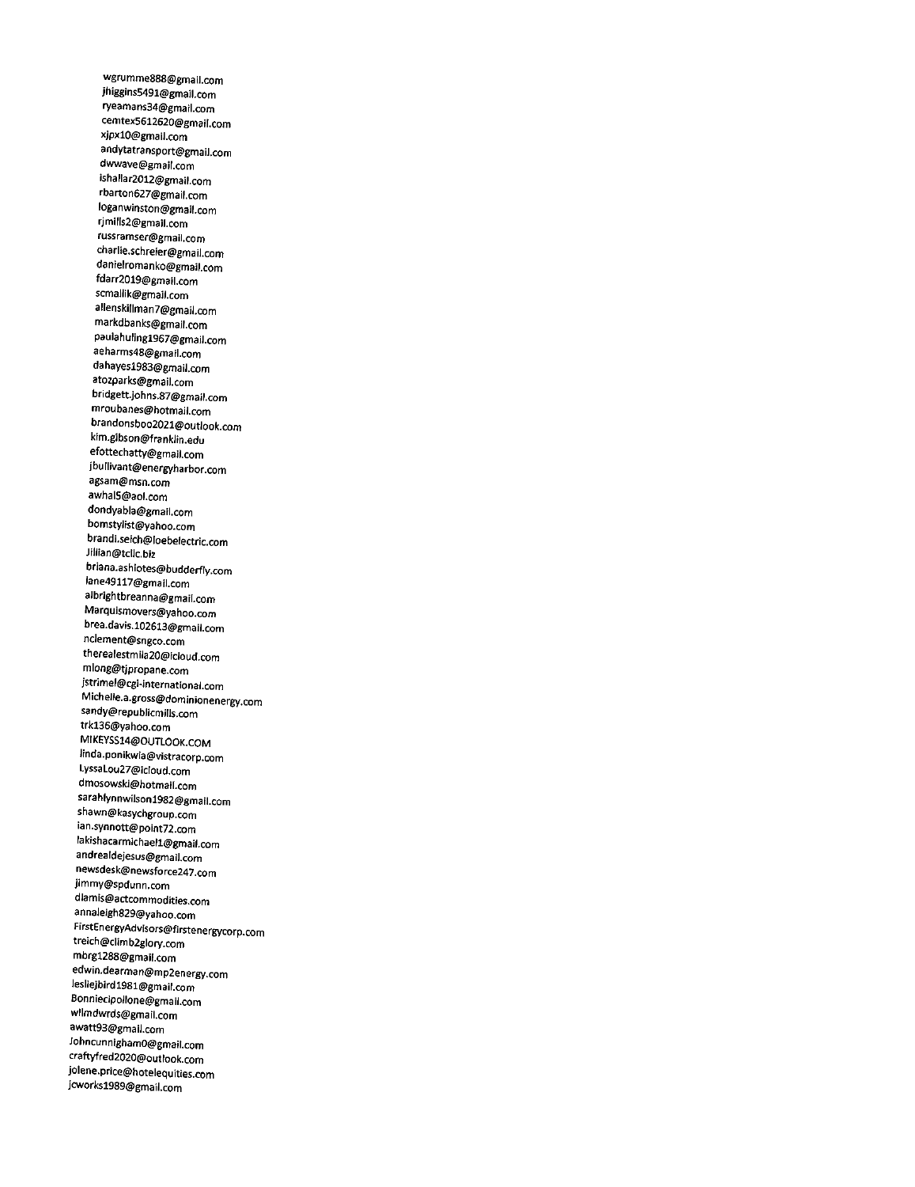wgrumme888@gmail.com
jhiggins5491@gmail.com
ryeamans34@gmail.com
cemtex5612620@gmail.com
xjpx10@gmail.com
andytatransport@gmail.com
dwwave@gmail.com
ishallar2012@gmail.com
rbarton627@gmail.com
loganwinston@gmail.com
rjmills2@gmail.com
russramser@gmail.com
charlie.schreier@gmail.com
danielromanko@gmail.com
fdarr2019@gmail.com
scmallik@gmail.com
allenskillman7@gmail.com
markdbanks@gmail.com
paulahuling1967@gmail.com
aeharms48@gmail.com
dahayes1983@gmail.com
atozparks@gmail.com
bridgett.johns.87@gmail.com
mroubanes@hotmail.com
brandonsboo2021@outlook.com
kim.gibson@franklin.edu
efottechatty@gmail.com
jbullivant@energyharbor.com
agsam@msn.com
awhal5@aol.com
dondyabla@gmail.com
bomstylist@yahoo.com
brandi.seich@loebelectric.com
Jilian@tcllc.biz
briana.ashiotes@budderfly.com
lane49117@gmail.com
albrightbreanna@gmail.com
Marquismovers@yahoo.com
brea.davis.102613@gmail.com
nclement@sngco.com
therealestmila20@icloud.com
mlong@tjpropane.com
jstrimel@cgi-international.com
Michelle.a.gross@dominionenergy.com
sandy@republicmills.com
trk136@yahoo.com
MIKEYSS14@OUTLOOK.COM
linda.ponikwia@vistracorp.com
LyssaLou27@icloud.com
dmosowski@hotmail.com
sarahlynnwilson1982@gmail.com
shawn@kasychgroup.com
ian.synnott@point72.com
lakishacarmichael1@gmail.com
andrealdejesus@gmail.com
newsdesk@newsforce247.com
jimmy@spdunn.com
dlamis@actcommodities.com
annaleigh829@yahoo.com
FirstEnergyAdvisors@firstenergycorp.com
treich@climb2glory.com
mbrg1288@gmail.com
edwin.dearman@mp2energy.com
lesliejbird1981@gmail.com
Bonniecipollone@gmail.com
wllmdwrds@gmail.com
awatt93@gmail.com
Johncunnigham0@gmail.com
craftyfred2020@outlook.com
jolene.price@hotelequities.com
jcworks1989@gmail.com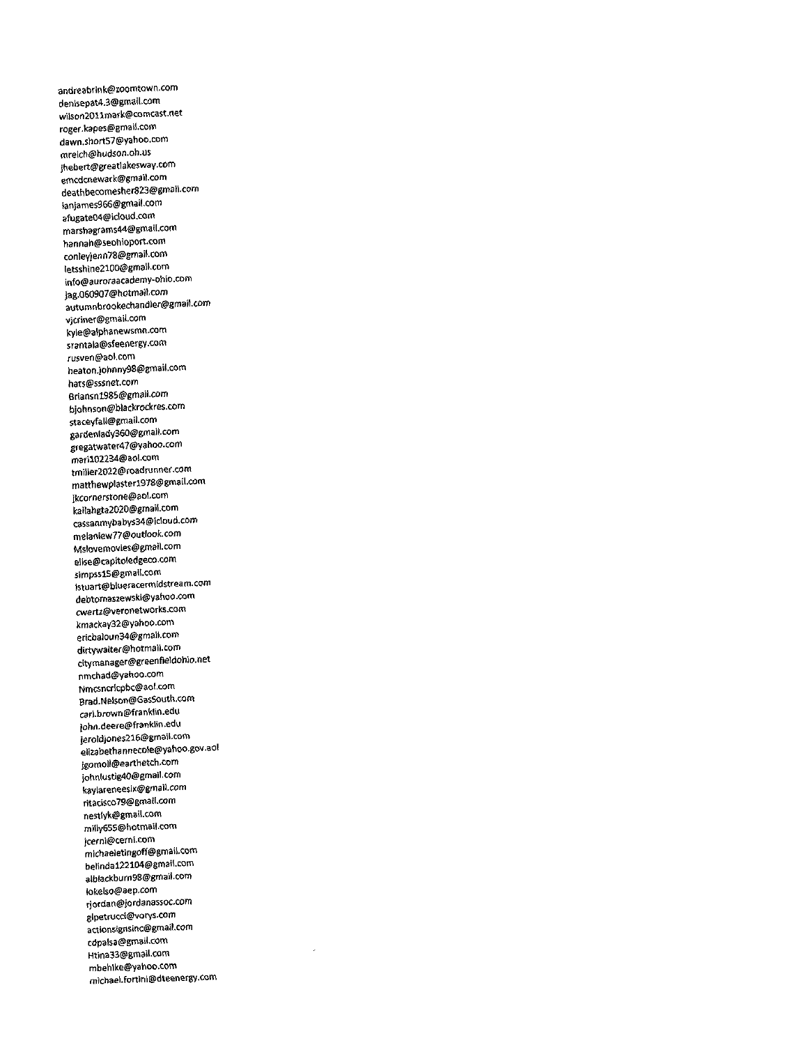andreabrink@zoomtown.com
denisepat4.3@gmail.com
wilson2011mark@comcast.net
roger.kapes@gmail.com
dawn.short57@yahoo.com
mreich@hudson.oh.us
jhebert@greatlakesway.com
emcdcnewark@gmail.com
deathbecomesher823@gmail.com
ianjames966@gmail.com
afugate04@icloud.com
marshagrams44@gmail.com
hannah@seohioport.com
conleyjenn78@gmail.com
letsshine2100@gmail.com
info@auroraacademy-ohio.com
jag.060907@hotmail.com
autumnbrookechandler@gmail.com
vjcriner@gmail.com
kyle@alphanewsmn.com
srantala@sfeenergy.com
rusven@aol.com
heaton.johnny98@gmail.com
hats@sssnet.com
Briansn1985@gmail.com
bjohnson@blackrockres.com
staceyfall@gmail.com
gardenlady360@gmail.com
gregatwater47@yahoo.com
mari102234@aol.com
tmiller2022@roadrunner.com
matthewplaster1978@gmail.com
jkcornerstone@aol.com
kailahgta2020@gmail.com
cassanmybabys34@icloud.com
melaniew77@outlook.com
Mslovemovies@gmail.com
elise@capitoledgeco.com
simpss15@gmail.com
lstuart@blueracermidstream.com
debtomaszewski@yahoo.com
cwertz@veronetworks.com
kmackay32@yahoo.com
ericbaloun34@gmail.com
dirtywaiter@hotmail.com
citymanager@greenfieldohio.net
nmchad@yahoo.com
Nmcsncricpbc@aol.com
Brad.Nelson@GasSouth.com
carl.brown@franklin.edu
john.deere@franklin.edu
jeroldjones216@gmail.com
elizabethannecole@yahoo.gov.aol
jgomoll@earthetch.com
johnlustig40@gmail.com
kaylareneesix@gmail.com
ritacisco79@gmail.com
nestlyk@gmail.com
milly655@hotmail.com
jcerni@cerni.com
michaeletingoff@gmail.com
belinda122104@gmail.com
alblackburn98@gmail.com
lokelso@aep.com
rjordan@jordanassoc.com
glpetrucci@vorys.com
actionsignsinc@gmail.com
cdpalsa@gmail.com
Htina33@gmail.com
mbehlke@yahoo.com
michael.fortini@dteenergy.com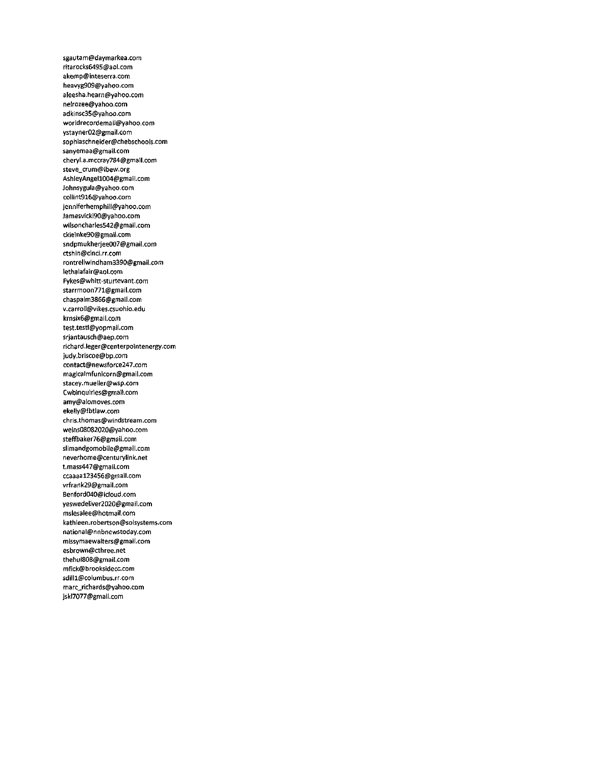sgautam@daymarkea.com
ritarocks6495@aol.com
akemp@inteserra.com
heavyg909@yahoo.com
aleesha.hearn@yahoo.com
nelrozee@yahoo.com
adkinsc35@yahoo.com
worldrecordemail@yahoo.com
ystayner02@gmail.com
sophiaschneider@chebschools.com
sanyemaa@gmail.com
cheryl.a.mccray784@gmail.com
steve_crum@ibew.org
AshleyAngel1004@gmail.com
Johnsygula@yahoo.com
collint916@yahoo.com
jenniferhemphill@yahoo.com
Jamesvicki90@yahoo.com
wilsoncharles542@gmail.com
ckleinke90@gmail.com
sndpmukherjee007@gmail.com
ctshin@cinci.rr.com
rontrellwindham3390@gmail.com
lethalafair@aol.com
Fykes@whitt-sturtevant.com
starrmoon771@gmail.com
chaspalm3866@gmail.com
v.carroll@vikes.csuohio.edu
krnsix6@gmail.com
test.testl@yopmail.com
srjantausch@aep.com
richard.leger@centerpointenergy.com
judy.briscoe@bp.com
contact@newsforce247.com
magicalmfunicorn@gmail.com
stacey.mueller@wsp.com
Cwbinquiries@gmail.com
amy@alomoves.com
ekelly@fbtlaw.com
chris.thomas@windstream.com
weins08082020@yahoo.com
steffbaker76@gmail.com
slimandgomobile@gmail.com
neverhome@centurylink.net
t.mass447@gmail.com
ccaaaa123456@gmail.com
vrfrank29@gmail.com
Benford040@icloud.com
yeswedeliver2020@gmail.com
mslesalee@hotmail.com
kathleen.robertson@solsystems.com
national@nnbnewstoday.com
missymaewalters@gmail.com
esbrown@cthree.net
thehul808@gmail.com
mfick@brooksidecc.com
sdill1@columbus.rr.com
marc_richards@yahoo.com
jskl7077@gmail.com